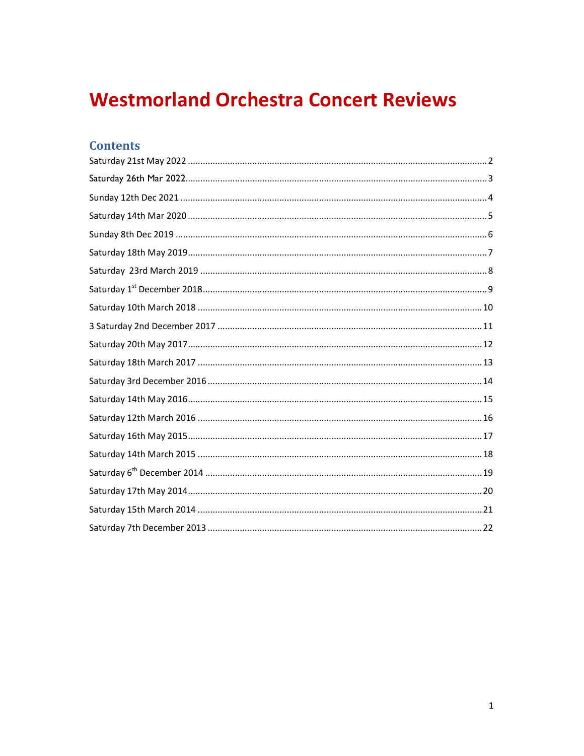# Westmorland Orchestra Concert Reviews

## Contents

Saturday 21st May 2022 .......... 2

Saturday 26th Mar 2022.......... 3

Sunday 12th Dec 2021 .......... 4

Saturday 14th Mar 2020 .......... 5

Sunday 8th Dec 2019 .......... 6

Saturday 18th May 2019.......... 7

Saturday 23rd March 2019 .......... 8

Saturday 1st December 2018.......... 9

Saturday 10th March 2018 .......... 10

3 Saturday 2nd December 2017 .......... 11

Saturday 20th May 2017.......... 12

Saturday 18th March 2017 .......... 13

Saturday 3rd December 2016 .......... 14

Saturday 14th May 2016.......... 15

Saturday 12th March 2016 .......... 16

Saturday 16th May 2015.......... 17

Saturday 14th March 2015 .......... 18

Saturday 6th December 2014 .......... 19

Saturday 17th May 2014.......... 20

Saturday 15th March 2014 .......... 21

Saturday 7th December 2013 .......... 22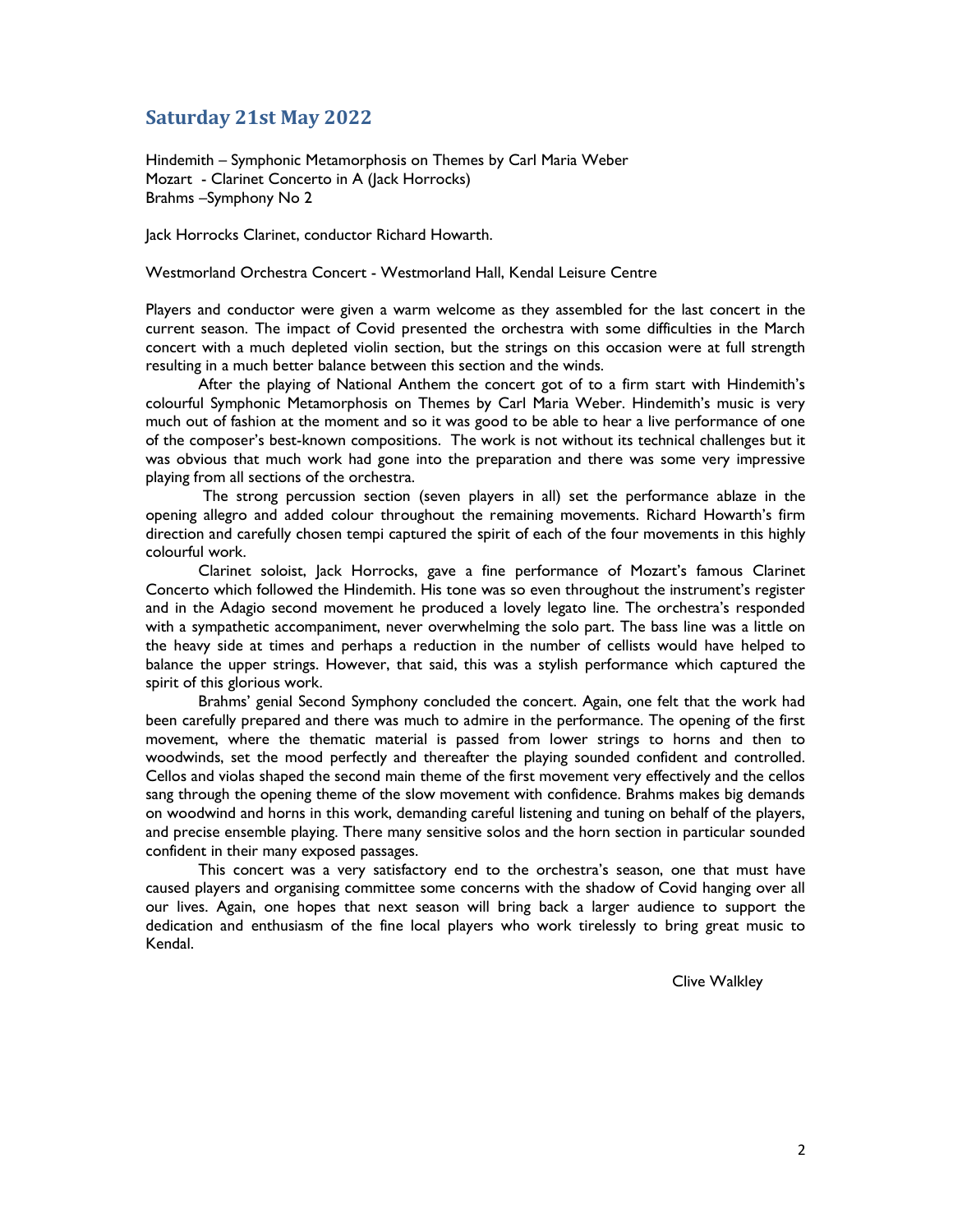## Saturday 21st May 2022

Hindemith – Symphonic Metamorphosis on Themes by Carl Maria Weber
Mozart - Clarinet Concerto in A (Jack Horrocks)
Brahms –Symphony No 2

Jack Horrocks Clarinet, conductor Richard Howarth.

Westmorland Orchestra Concert - Westmorland Hall, Kendal Leisure Centre

Players and conductor were given a warm welcome as they assembled for the last concert in the current season. The impact of Covid presented the orchestra with some difficulties in the March concert with a much depleted violin section, but the strings on this occasion were at full strength resulting in a much better balance between this section and the winds.

After the playing of National Anthem the concert got of to a firm start with Hindemith's colourful Symphonic Metamorphosis on Themes by Carl Maria Weber. Hindemith's music is very much out of fashion at the moment and so it was good to be able to hear a live performance of one of the composer's best-known compositions. The work is not without its technical challenges but it was obvious that much work had gone into the preparation and there was some very impressive playing from all sections of the orchestra.

The strong percussion section (seven players in all) set the performance ablaze in the opening allegro and added colour throughout the remaining movements. Richard Howarth's firm direction and carefully chosen tempi captured the spirit of each of the four movements in this highly colourful work.

Clarinet soloist, Jack Horrocks, gave a fine performance of Mozart's famous Clarinet Concerto which followed the Hindemith. His tone was so even throughout the instrument's register and in the Adagio second movement he produced a lovely legato line. The orchestra's responded with a sympathetic accompaniment, never overwhelming the solo part. The bass line was a little on the heavy side at times and perhaps a reduction in the number of cellists would have helped to balance the upper strings. However, that said, this was a stylish performance which captured the spirit of this glorious work.

Brahms' genial Second Symphony concluded the concert. Again, one felt that the work had been carefully prepared and there was much to admire in the performance. The opening of the first movement, where the thematic material is passed from lower strings to horns and then to woodwinds, set the mood perfectly and thereafter the playing sounded confident and controlled. Cellos and violas shaped the second main theme of the first movement very effectively and the cellos sang through the opening theme of the slow movement with confidence. Brahms makes big demands on woodwind and horns in this work, demanding careful listening and tuning on behalf of the players, and precise ensemble playing. There many sensitive solos and the horn section in particular sounded confident in their many exposed passages.

This concert was a very satisfactory end to the orchestra's season, one that must have caused players and organising committee some concerns with the shadow of Covid hanging over all our lives. Again, one hopes that next season will bring back a larger audience to support the dedication and enthusiasm of the fine local players who work tirelessly to bring great music to Kendal.

Clive Walkley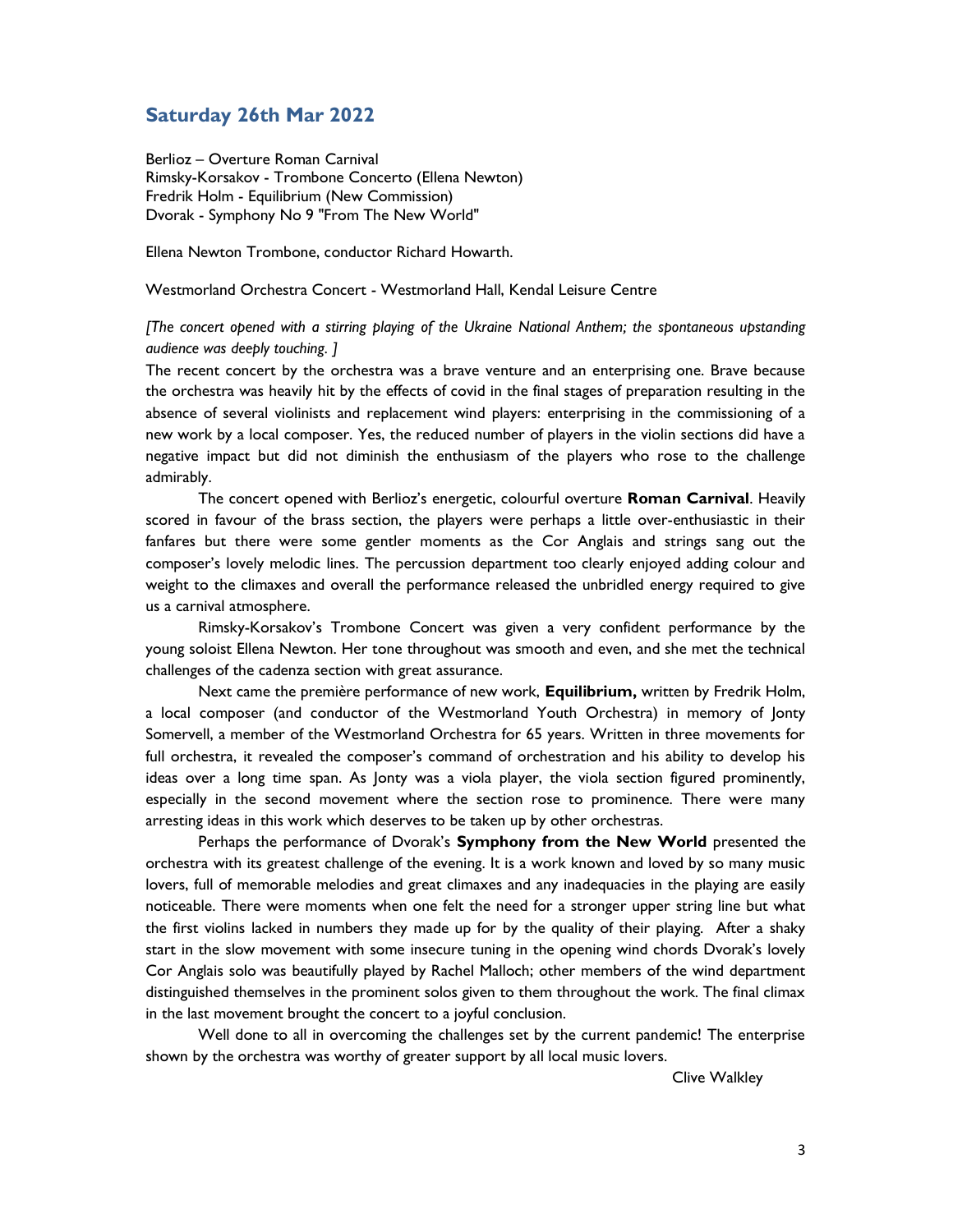## Saturday 26th Mar 2022

Berlioz – Overture Roman Carnival
Rimsky-Korsakov - Trombone Concerto (Ellena Newton)
Fredrik Holm - Equilibrium (New Commission)
Dvorak - Symphony No 9 "From The New World"

Ellena Newton Trombone, conductor Richard Howarth.

Westmorland Orchestra Concert - Westmorland Hall, Kendal Leisure Centre

*[The concert opened with a stirring playing of the Ukraine National Anthem; the spontaneous upstanding audience was deeply touching. ]*

The recent concert by the orchestra was a brave venture and an enterprising one. Brave because the orchestra was heavily hit by the effects of covid in the final stages of preparation resulting in the absence of several violinists and replacement wind players: enterprising in the commissioning of a new work by a local composer. Yes, the reduced number of players in the violin sections did have a negative impact but did not diminish the enthusiasm of the players who rose to the challenge admirably.

The concert opened with Berlioz's energetic, colourful overture **Roman Carnival**. Heavily scored in favour of the brass section, the players were perhaps a little over-enthusiastic in their fanfares but there were some gentler moments as the Cor Anglais and strings sang out the composer's lovely melodic lines. The percussion department too clearly enjoyed adding colour and weight to the climaxes and overall the performance released the unbridled energy required to give us a carnival atmosphere.

Rimsky-Korsakov's Trombone Concert was given a very confident performance by the young soloist Ellena Newton. Her tone throughout was smooth and even, and she met the technical challenges of the cadenza section with great assurance.

Next came the première performance of new work, **Equilibrium,** written by Fredrik Holm, a local composer (and conductor of the Westmorland Youth Orchestra) in memory of Jonty Somervell, a member of the Westmorland Orchestra for 65 years. Written in three movements for full orchestra, it revealed the composer's command of orchestration and his ability to develop his ideas over a long time span. As Jonty was a viola player, the viola section figured prominently, especially in the second movement where the section rose to prominence. There were many arresting ideas in this work which deserves to be taken up by other orchestras.

Perhaps the performance of Dvorak's **Symphony from the New World** presented the orchestra with its greatest challenge of the evening. It is a work known and loved by so many music lovers, full of memorable melodies and great climaxes and any inadequacies in the playing are easily noticeable. There were moments when one felt the need for a stronger upper string line but what the first violins lacked in numbers they made up for by the quality of their playing. After a shaky start in the slow movement with some insecure tuning in the opening wind chords Dvorak's lovely Cor Anglais solo was beautifully played by Rachel Malloch; other members of the wind department distinguished themselves in the prominent solos given to them throughout the work. The final climax in the last movement brought the concert to a joyful conclusion.

Well done to all in overcoming the challenges set by the current pandemic! The enterprise shown by the orchestra was worthy of greater support by all local music lovers.

Clive Walkley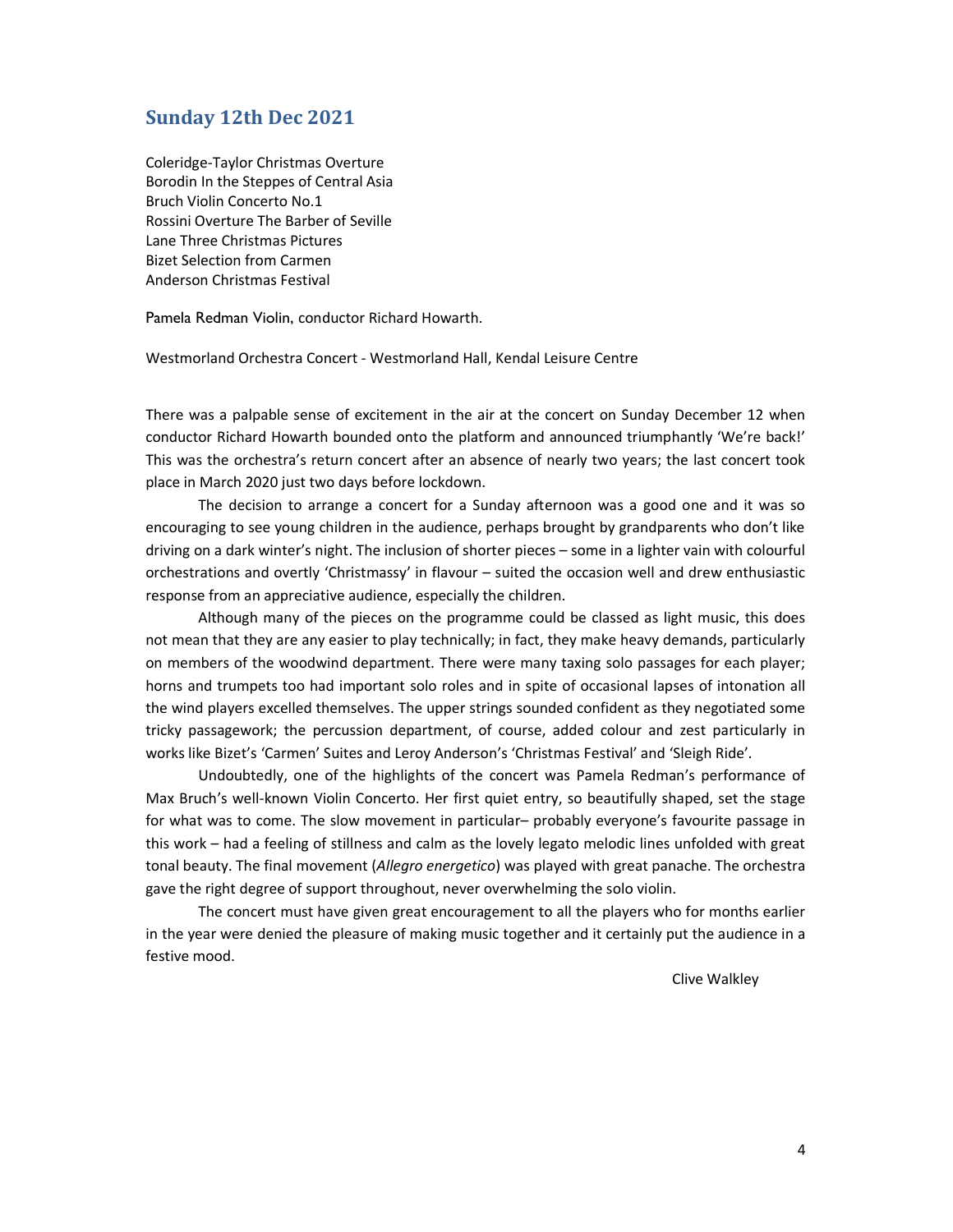## Sunday 12th Dec 2021

Coleridge-Taylor Christmas Overture
Borodin In the Steppes of Central Asia
Bruch Violin Concerto No.1
Rossini Overture The Barber of Seville
Lane Three Christmas Pictures
Bizet Selection from Carmen
Anderson Christmas Festival

Pamela Redman Violin, conductor Richard Howarth.

Westmorland Orchestra Concert - Westmorland Hall, Kendal Leisure Centre

There was a palpable sense of excitement in the air at the concert on Sunday December 12 when conductor Richard Howarth bounded onto the platform and announced triumphantly 'We're back!' This was the orchestra's return concert after an absence of nearly two years; the last concert took place in March 2020 just two days before lockdown.

The decision to arrange a concert for a Sunday afternoon was a good one and it was so encouraging to see young children in the audience, perhaps brought by grandparents who don't like driving on a dark winter's night. The inclusion of shorter pieces – some in a lighter vain with colourful orchestrations and overtly 'Christmassy' in flavour – suited the occasion well and drew enthusiastic response from an appreciative audience, especially the children.

Although many of the pieces on the programme could be classed as light music, this does not mean that they are any easier to play technically; in fact, they make heavy demands, particularly on members of the woodwind department. There were many taxing solo passages for each player; horns and trumpets too had important solo roles and in spite of occasional lapses of intonation all the wind players excelled themselves. The upper strings sounded confident as they negotiated some tricky passagework; the percussion department, of course, added colour and zest particularly in works like Bizet's 'Carmen' Suites and Leroy Anderson's 'Christmas Festival' and 'Sleigh Ride'.

Undoubtedly, one of the highlights of the concert was Pamela Redman's performance of Max Bruch's well-known Violin Concerto. Her first quiet entry, so beautifully shaped, set the stage for what was to come. The slow movement in particular– probably everyone's favourite passage in this work – had a feeling of stillness and calm as the lovely legato melodic lines unfolded with great tonal beauty. The final movement (*Allegro energetico*) was played with great panache. The orchestra gave the right degree of support throughout, never overwhelming the solo violin.

The concert must have given great encouragement to all the players who for months earlier in the year were denied the pleasure of making music together and it certainly put the audience in a festive mood.

Clive Walkley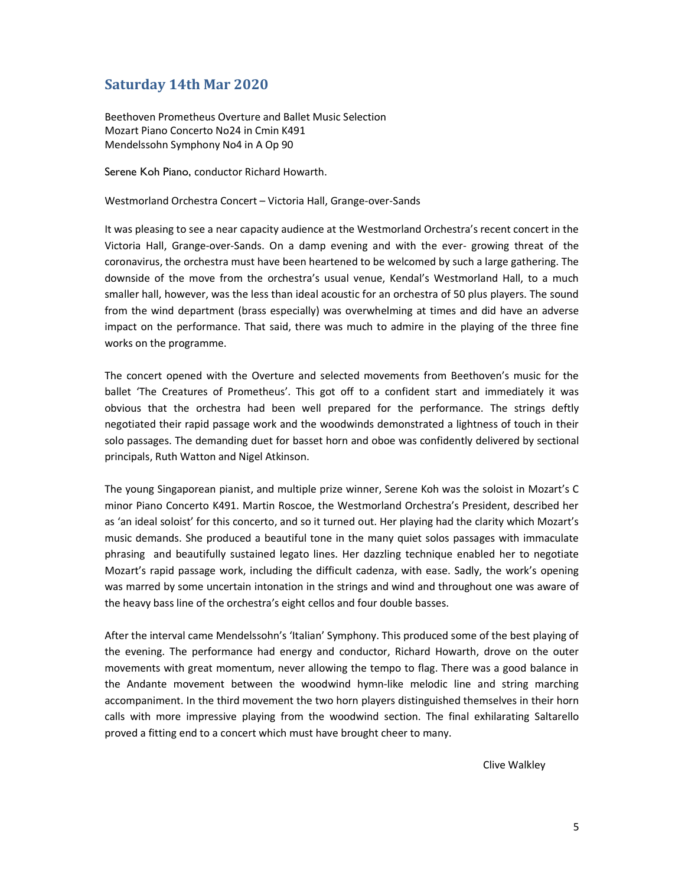## Saturday 14th Mar 2020

Beethoven Prometheus Overture and Ballet Music Selection
Mozart Piano Concerto No24 in Cmin K491
Mendelssohn Symphony No4 in A Op 90

Serene Koh Piano, conductor Richard Howarth.

Westmorland Orchestra Concert – Victoria Hall, Grange-over-Sands

It was pleasing to see a near capacity audience at the Westmorland Orchestra's recent concert in the Victoria Hall, Grange-over-Sands. On a damp evening and with the ever- growing threat of the coronavirus, the orchestra must have been heartened to be welcomed by such a large gathering. The downside of the move from the orchestra's usual venue, Kendal's Westmorland Hall, to a much smaller hall, however, was the less than ideal acoustic for an orchestra of 50 plus players. The sound from the wind department (brass especially) was overwhelming at times and did have an adverse impact on the performance. That said, there was much to admire in the playing of the three fine works on the programme.

The concert opened with the Overture and selected movements from Beethoven's music for the ballet 'The Creatures of Prometheus'. This got off to a confident start and immediately it was obvious that the orchestra had been well prepared for the performance. The strings deftly negotiated their rapid passage work and the woodwinds demonstrated a lightness of touch in their solo passages. The demanding duet for basset horn and oboe was confidently delivered by sectional principals, Ruth Watton and Nigel Atkinson.

The young Singaporean pianist, and multiple prize winner, Serene Koh was the soloist in Mozart's C minor Piano Concerto K491. Martin Roscoe, the Westmorland Orchestra's President, described her as 'an ideal soloist' for this concerto, and so it turned out. Her playing had the clarity which Mozart's music demands. She produced a beautiful tone in the many quiet solos passages with immaculate phrasing and beautifully sustained legato lines. Her dazzling technique enabled her to negotiate Mozart's rapid passage work, including the difficult cadenza, with ease. Sadly, the work's opening was marred by some uncertain intonation in the strings and wind and throughout one was aware of the heavy bass line of the orchestra's eight cellos and four double basses.

After the interval came Mendelssohn's 'Italian' Symphony. This produced some of the best playing of the evening. The performance had energy and conductor, Richard Howarth, drove on the outer movements with great momentum, never allowing the tempo to flag. There was a good balance in the Andante movement between the woodwind hymn-like melodic line and string marching accompaniment. In the third movement the two horn players distinguished themselves in their horn calls with more impressive playing from the woodwind section. The final exhilarating Saltarello proved a fitting end to a concert which must have brought cheer to many.

Clive Walkley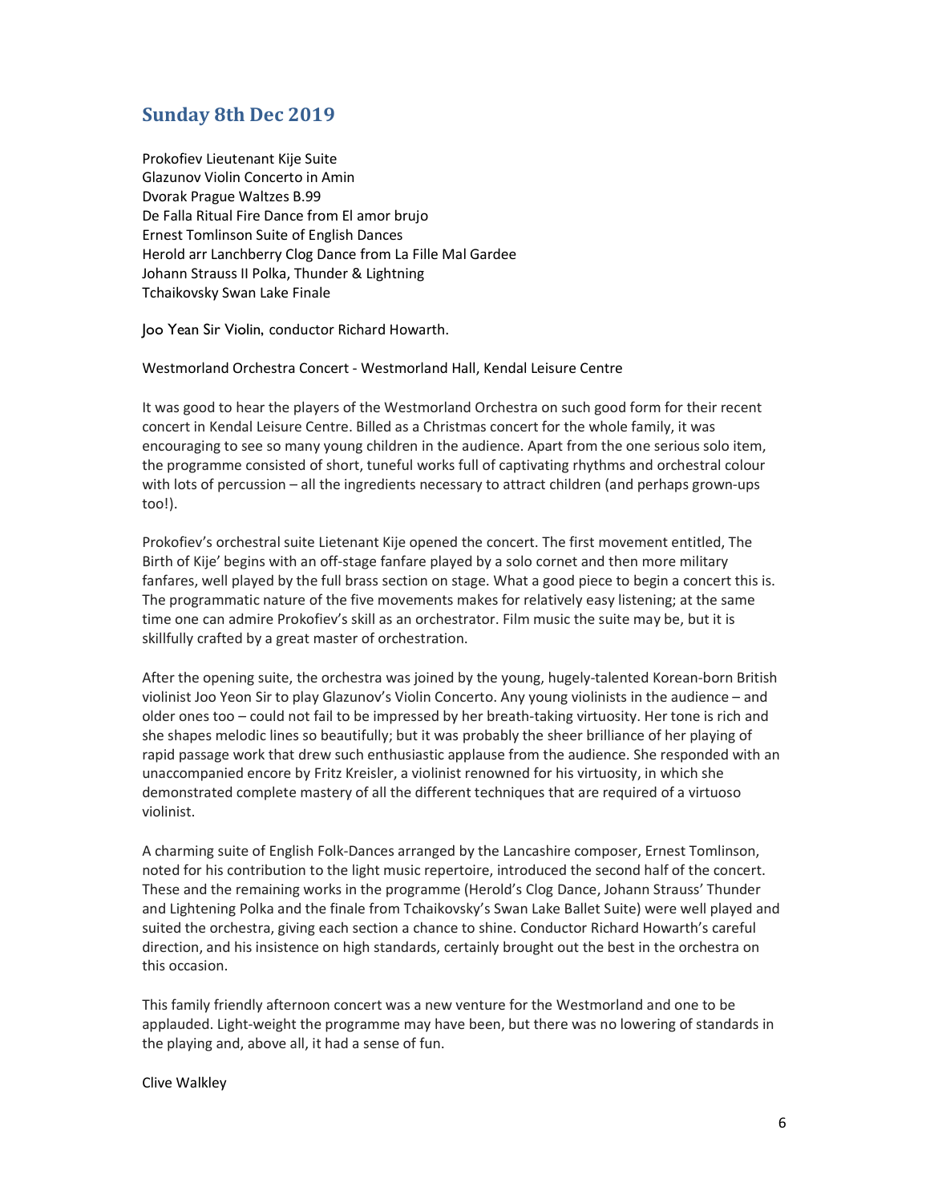## Sunday 8th Dec 2019

Prokofiev Lieutenant Kije Suite  
Glazunov Violin Concerto in Amin  
Dvorak Prague Waltzes B.99  
De Falla Ritual Fire Dance from El amor brujo  
Ernest Tomlinson Suite of English Dances  
Herold arr Lanchberry Clog Dance from La Fille Mal Gardee  
Johann Strauss II Polka, Thunder & Lightning  
Tchaikovsky Swan Lake Finale

Joo Yean Sir Violin, conductor Richard Howarth.

Westmorland Orchestra Concert - Westmorland Hall, Kendal Leisure Centre

It was good to hear the players of the Westmorland Orchestra on such good form for their recent concert in Kendal Leisure Centre. Billed as a Christmas concert for the whole family, it was encouraging to see so many young children in the audience. Apart from the one serious solo item, the programme consisted of short, tuneful works full of captivating rhythms and orchestral colour with lots of percussion – all the ingredients necessary to attract children (and perhaps grown-ups too!).

Prokofiev's orchestral suite Lietenant Kije opened the concert. The first movement entitled, The Birth of Kije' begins with an off-stage fanfare played by a solo cornet and then more military fanfares, well played by the full brass section on stage. What a good piece to begin a concert this is. The programmatic nature of the five movements makes for relatively easy listening; at the same time one can admire Prokofiev's skill as an orchestrator. Film music the suite may be, but it is skillfully crafted by a great master of orchestration.

After the opening suite, the orchestra was joined by the young, hugely-talented Korean-born British violinist Joo Yeon Sir to play Glazunov's Violin Concerto. Any young violinists in the audience – and older ones too – could not fail to be impressed by her breath-taking virtuosity. Her tone is rich and she shapes melodic lines so beautifully; but it was probably the sheer brilliance of her playing of rapid passage work that drew such enthusiastic applause from the audience. She responded with an unaccompanied encore by Fritz Kreisler, a violinist renowned for his virtuosity, in which she demonstrated complete mastery of all the different techniques that are required of a virtuoso violinist.

A charming suite of English Folk-Dances arranged by the Lancashire composer, Ernest Tomlinson, noted for his contribution to the light music repertoire, introduced the second half of the concert. These and the remaining works in the programme (Herold's Clog Dance, Johann Strauss' Thunder and Lightening Polka and the finale from Tchaikovsky's Swan Lake Ballet Suite) were well played and suited the orchestra, giving each section a chance to shine. Conductor Richard Howarth's careful direction, and his insistence on high standards, certainly brought out the best in the orchestra on this occasion.

This family friendly afternoon concert was a new venture for the Westmorland and one to be applauded. Light-weight the programme may have been, but there was no lowering of standards in the playing and, above all, it had a sense of fun.

Clive Walkley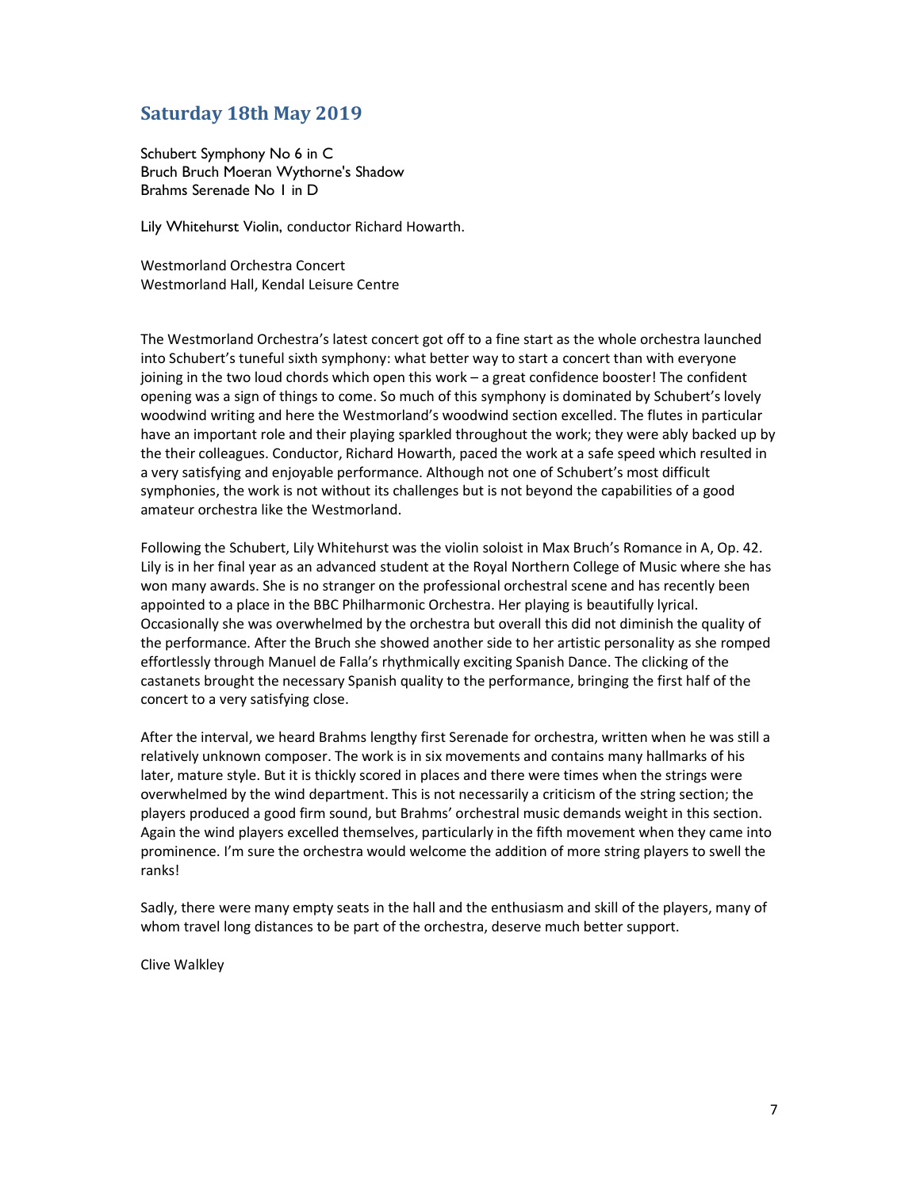## Saturday 18th May 2019

Schubert Symphony No 6 in C
Bruch Bruch Moeran Wythorne's Shadow
Brahms Serenade No I in D

Lily Whitehurst Violin, conductor Richard Howarth.

Westmorland Orchestra Concert
Westmorland Hall, Kendal Leisure Centre

The Westmorland Orchestra's latest concert got off to a fine start as the whole orchestra launched into Schubert's tuneful sixth symphony: what better way to start a concert than with everyone joining in the two loud chords which open this work – a great confidence booster! The confident opening was a sign of things to come. So much of this symphony is dominated by Schubert's lovely woodwind writing and here the Westmorland's woodwind section excelled. The flutes in particular have an important role and their playing sparkled throughout the work; they were ably backed up by the their colleagues. Conductor, Richard Howarth, paced the work at a safe speed which resulted in a very satisfying and enjoyable performance. Although not one of Schubert's most difficult symphonies, the work is not without its challenges but is not beyond the capabilities of a good amateur orchestra like the Westmorland.

Following the Schubert, Lily Whitehurst was the violin soloist in Max Bruch's Romance in A, Op. 42. Lily is in her final year as an advanced student at the Royal Northern College of Music where she has won many awards. She is no stranger on the professional orchestral scene and has recently been appointed to a place in the BBC Philharmonic Orchestra. Her playing is beautifully lyrical. Occasionally she was overwhelmed by the orchestra but overall this did not diminish the quality of the performance. After the Bruch she showed another side to her artistic personality as she romped effortlessly through Manuel de Falla's rhythmically exciting Spanish Dance. The clicking of the castanets brought the necessary Spanish quality to the performance, bringing the first half of the concert to a very satisfying close.

After the interval, we heard Brahms lengthy first Serenade for orchestra, written when he was still a relatively unknown composer. The work is in six movements and contains many hallmarks of his later, mature style. But it is thickly scored in places and there were times when the strings were overwhelmed by the wind department. This is not necessarily a criticism of the string section; the players produced a good firm sound, but Brahms' orchestral music demands weight in this section. Again the wind players excelled themselves, particularly in the fifth movement when they came into prominence. I'm sure the orchestra would welcome the addition of more string players to swell the ranks!

Sadly, there were many empty seats in the hall and the enthusiasm and skill of the players, many of whom travel long distances to be part of the orchestra, deserve much better support.

Clive Walkley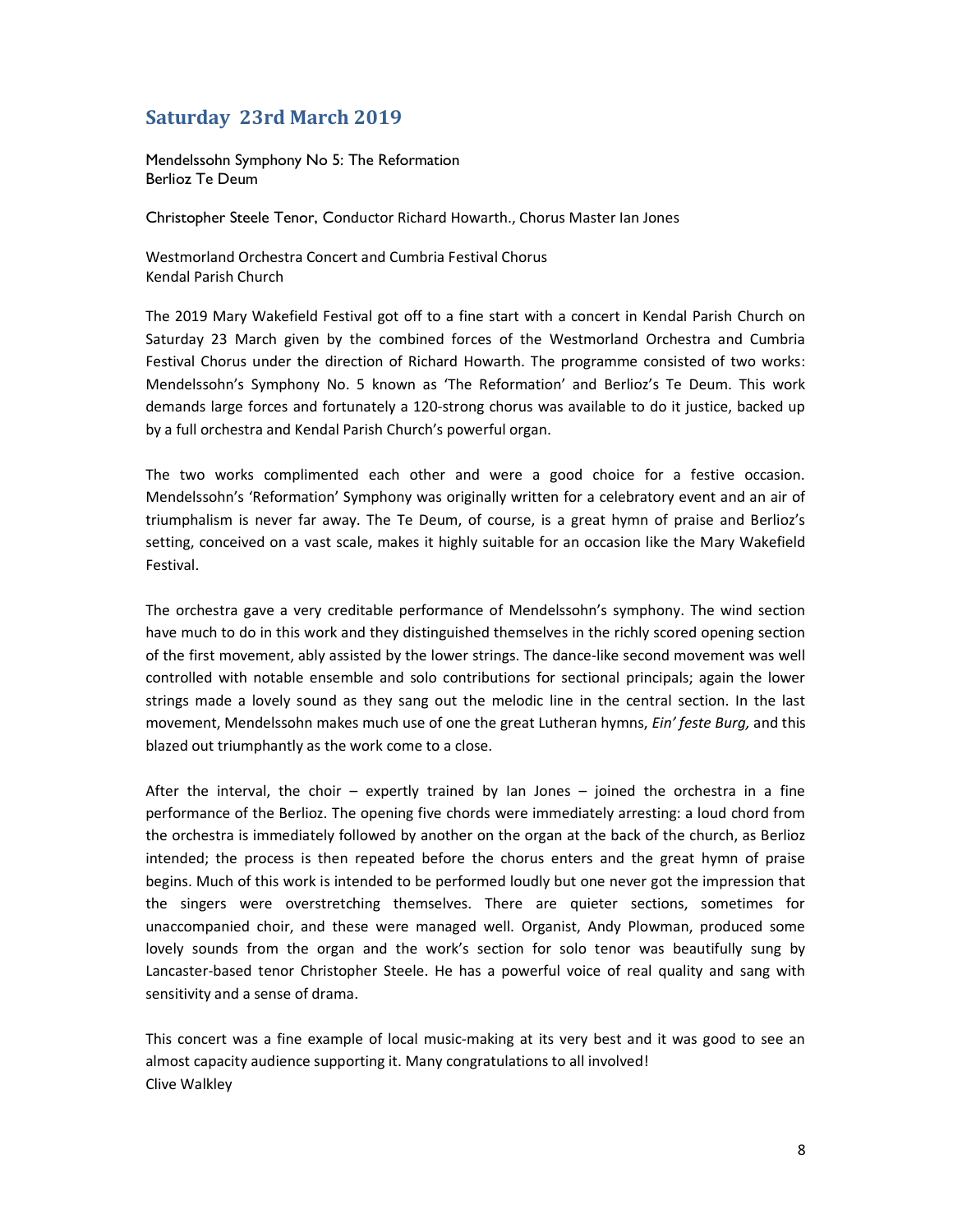## Saturday 23rd March 2019

Mendelssohn Symphony No 5: The Reformation
Berlioz Te Deum

Christopher Steele Tenor, Conductor Richard Howarth., Chorus Master Ian Jones

Westmorland Orchestra Concert and Cumbria Festival Chorus
Kendal Parish Church

The 2019 Mary Wakefield Festival got off to a fine start with a concert in Kendal Parish Church on Saturday 23 March given by the combined forces of the Westmorland Orchestra and Cumbria Festival Chorus under the direction of Richard Howarth. The programme consisted of two works: Mendelssohn's Symphony No. 5 known as 'The Reformation' and Berlioz's Te Deum. This work demands large forces and fortunately a 120-strong chorus was available to do it justice, backed up by a full orchestra and Kendal Parish Church's powerful organ.

The two works complimented each other and were a good choice for a festive occasion. Mendelssohn's 'Reformation' Symphony was originally written for a celebratory event and an air of triumphalism is never far away. The Te Deum, of course, is a great hymn of praise and Berlioz's setting, conceived on a vast scale, makes it highly suitable for an occasion like the Mary Wakefield Festival.

The orchestra gave a very creditable performance of Mendelssohn's symphony. The wind section have much to do in this work and they distinguished themselves in the richly scored opening section of the first movement, ably assisted by the lower strings. The dance-like second movement was well controlled with notable ensemble and solo contributions for sectional principals; again the lower strings made a lovely sound as they sang out the melodic line in the central section. In the last movement, Mendelssohn makes much use of one the great Lutheran hymns, *Ein' feste Burg,* and this blazed out triumphantly as the work come to a close.

After the interval, the choir – expertly trained by Ian Jones – joined the orchestra in a fine performance of the Berlioz. The opening five chords were immediately arresting: a loud chord from the orchestra is immediately followed by another on the organ at the back of the church, as Berlioz intended; the process is then repeated before the chorus enters and the great hymn of praise begins. Much of this work is intended to be performed loudly but one never got the impression that the singers were overstretching themselves. There are quieter sections, sometimes for unaccompanied choir, and these were managed well. Organist, Andy Plowman, produced some lovely sounds from the organ and the work's section for solo tenor was beautifully sung by Lancaster-based tenor Christopher Steele. He has a powerful voice of real quality and sang with sensitivity and a sense of drama.

This concert was a fine example of local music-making at its very best and it was good to see an almost capacity audience supporting it. Many congratulations to all involved!
Clive Walkley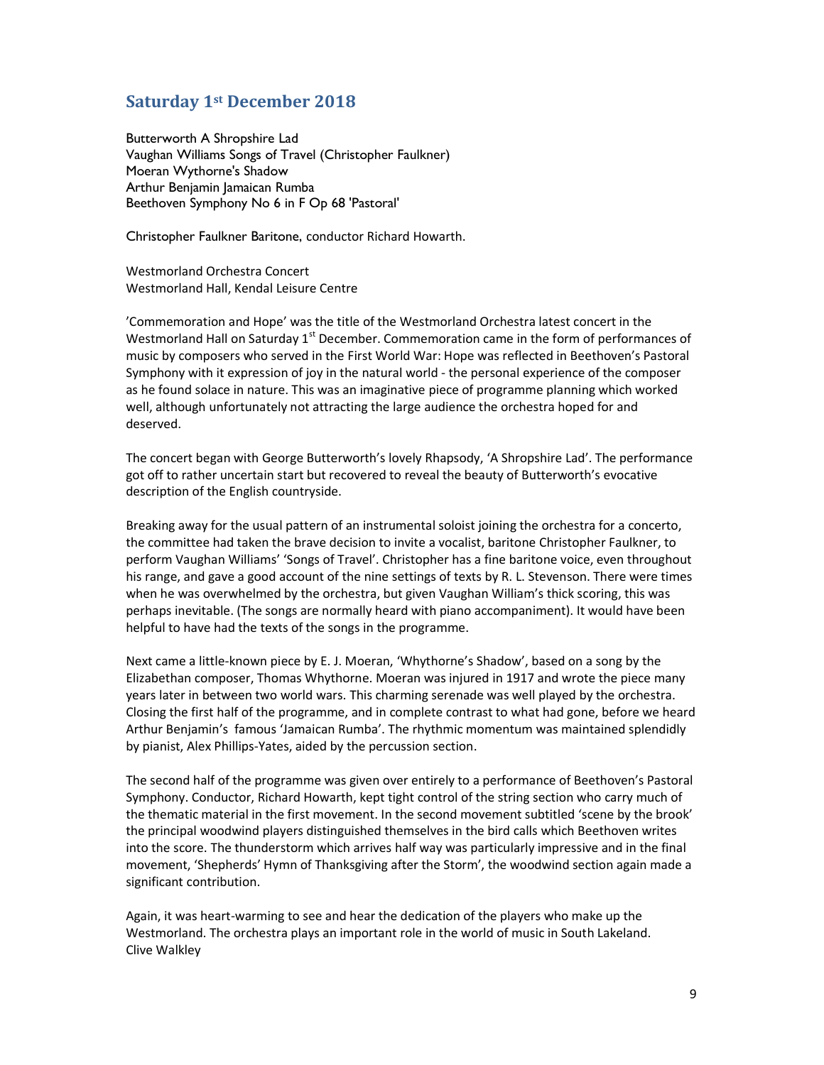## Saturday 1st December 2018

Butterworth A Shropshire Lad
Vaughan Williams Songs of Travel (Christopher Faulkner)
Moeran Wythorne's Shadow
Arthur Benjamin Jamaican Rumba
Beethoven Symphony No 6 in F Op 68 'Pastoral'

Christopher Faulkner Baritone, conductor Richard Howarth.

Westmorland Orchestra Concert
Westmorland Hall, Kendal Leisure Centre

'Commemoration and Hope' was the title of the Westmorland Orchestra latest concert in the Westmorland Hall on Saturday 1st December. Commemoration came in the form of performances of music by composers who served in the First World War: Hope was reflected in Beethoven's Pastoral Symphony with it expression of joy in the natural world - the personal experience of the composer as he found solace in nature. This was an imaginative piece of programme planning which worked well, although unfortunately not attracting the large audience the orchestra hoped for and deserved.

The concert began with George Butterworth's lovely Rhapsody, 'A Shropshire Lad'. The performance got off to rather uncertain start but recovered to reveal the beauty of Butterworth's evocative description of the English countryside.

Breaking away for the usual pattern of an instrumental soloist joining the orchestra for a concerto, the committee had taken the brave decision to invite a vocalist, baritone Christopher Faulkner, to perform Vaughan Williams' 'Songs of Travel'. Christopher has a fine baritone voice, even throughout his range, and gave a good account of the nine settings of texts by R. L. Stevenson. There were times when he was overwhelmed by the orchestra, but given Vaughan William's thick scoring, this was perhaps inevitable. (The songs are normally heard with piano accompaniment). It would have been helpful to have had the texts of the songs in the programme.

Next came a little-known piece by E. J. Moeran, 'Whythorne's Shadow', based on a song by the Elizabethan composer, Thomas Whythorne. Moeran was injured in 1917 and wrote the piece many years later in between two world wars. This charming serenade was well played by the orchestra. Closing the first half of the programme, and in complete contrast to what had gone, before we heard Arthur Benjamin's famous 'Jamaican Rumba'. The rhythmic momentum was maintained splendidly by pianist, Alex Phillips-Yates, aided by the percussion section.

The second half of the programme was given over entirely to a performance of Beethoven's Pastoral Symphony. Conductor, Richard Howarth, kept tight control of the string section who carry much of the thematic material in the first movement. In the second movement subtitled 'scene by the brook' the principal woodwind players distinguished themselves in the bird calls which Beethoven writes into the score. The thunderstorm which arrives half way was particularly impressive and in the final movement, 'Shepherds' Hymn of Thanksgiving after the Storm', the woodwind section again made a significant contribution.

Again, it was heart-warming to see and hear the dedication of the players who make up the Westmorland. The orchestra plays an important role in the world of music in South Lakeland.
Clive Walkley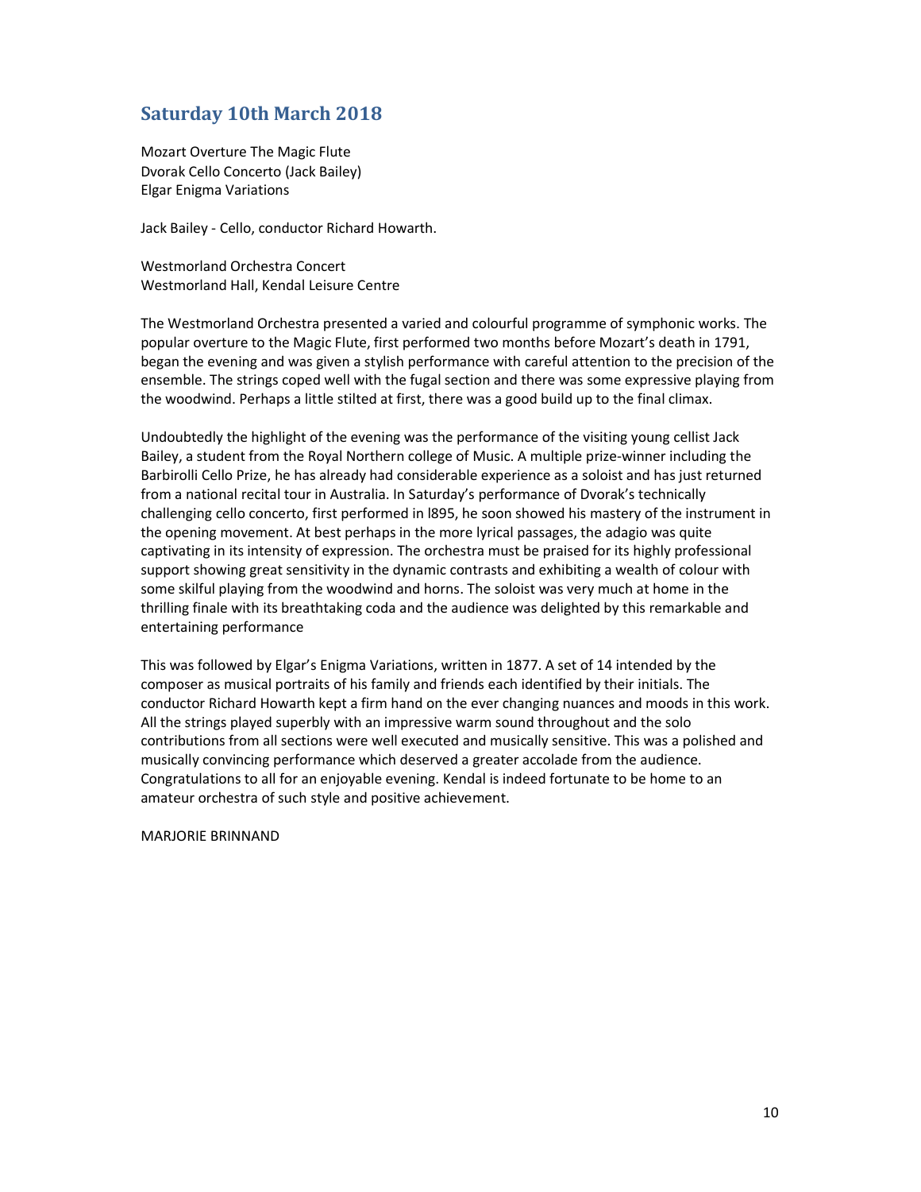## Saturday 10th March 2018

Mozart Overture The Magic Flute
Dvorak Cello Concerto (Jack Bailey)
Elgar Enigma Variations

Jack Bailey - Cello, conductor Richard Howarth.

Westmorland Orchestra Concert
Westmorland Hall, Kendal Leisure Centre

The Westmorland Orchestra presented a varied and colourful programme of symphonic works. The popular overture to the Magic Flute, first performed two months before Mozart's death in 1791, began the evening and was given a stylish performance with careful attention to the precision of the ensemble. The strings coped well with the fugal section and there was some expressive playing from the woodwind. Perhaps a little stilted at first, there was a good build up to the final climax.

Undoubtedly the highlight of the evening was the performance of the visiting young cellist Jack Bailey, a student from the Royal Northern college of Music. A multiple prize-winner including the Barbirolli Cello Prize, he has already had considerable experience as a soloist and has just returned from a national recital tour in Australia. In Saturday's performance of Dvorak's technically challenging cello concerto, first performed in l895, he soon showed his mastery of the instrument in the opening movement. At best perhaps in the more lyrical passages, the adagio was quite captivating in its intensity of expression. The orchestra must be praised for its highly professional support showing great sensitivity in the dynamic contrasts and exhibiting a wealth of colour with some skilful playing from the woodwind and horns. The soloist was very much at home in the thrilling finale with its breathtaking coda and the audience was delighted by this remarkable and entertaining performance

This was followed by Elgar's Enigma Variations, written in 1877. A set of 14 intended by the composer as musical portraits of his family and friends each identified by their initials. The conductor Richard Howarth kept a firm hand on the ever changing nuances and moods in this work. All the strings played superbly with an impressive warm sound throughout and the solo contributions from all sections were well executed and musically sensitive. This was a polished and musically convincing performance which deserved a greater accolade from the audience. Congratulations to all for an enjoyable evening. Kendal is indeed fortunate to be home to an amateur orchestra of such style and positive achievement.

MARJORIE BRINNAND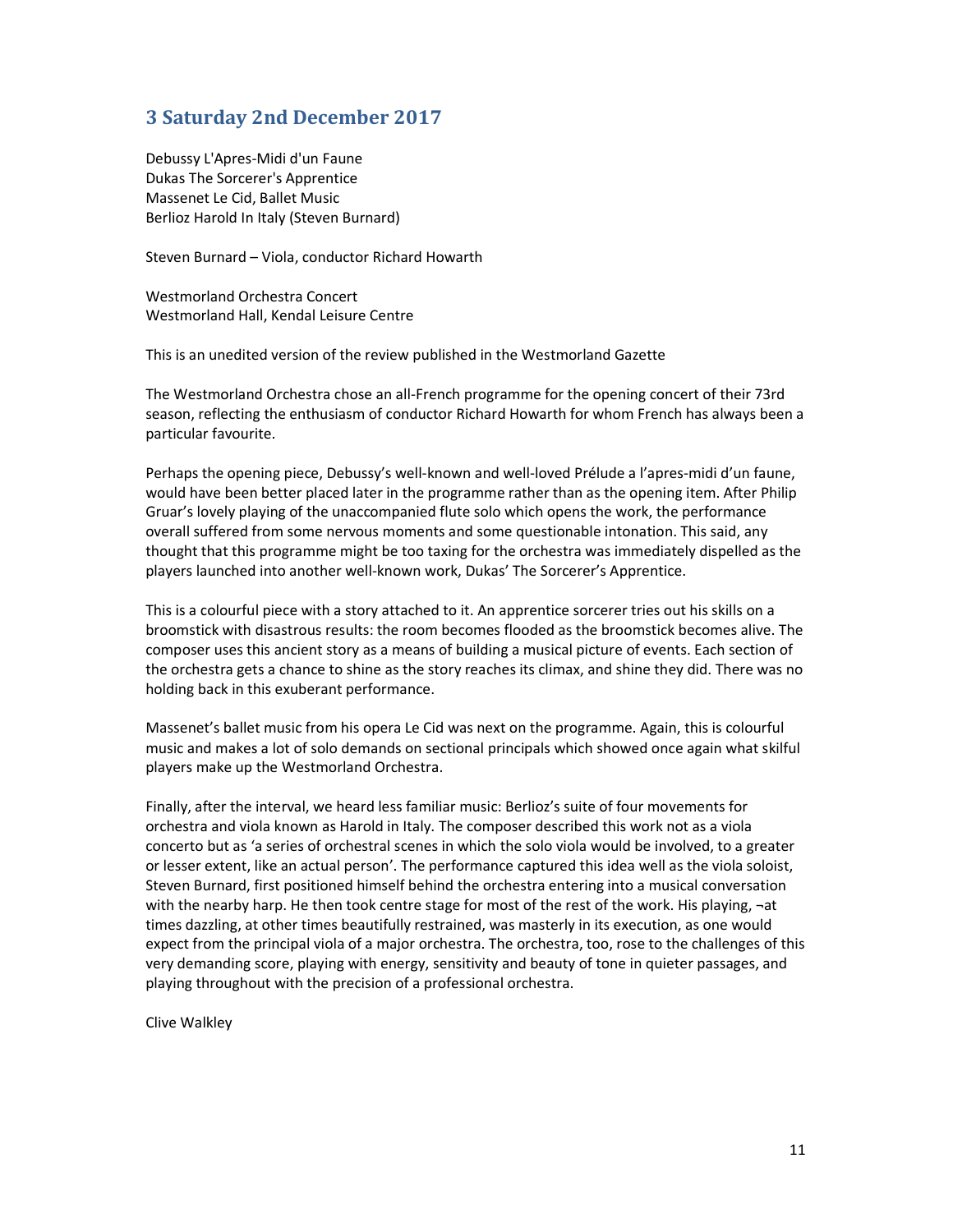## 3 Saturday 2nd December 2017

Debussy L'Apres-Midi d'un Faune
Dukas The Sorcerer's Apprentice
Massenet Le Cid, Ballet Music
Berlioz Harold In Italy (Steven Burnard)

Steven Burnard – Viola, conductor Richard Howarth

Westmorland Orchestra Concert
Westmorland Hall, Kendal Leisure Centre

This is an unedited version of the review published in the Westmorland Gazette

The Westmorland Orchestra chose an all-French programme for the opening concert of their 73rd season, reflecting the enthusiasm of conductor Richard Howarth for whom French has always been a particular favourite.

Perhaps the opening piece, Debussy's well-known and well-loved Prélude a l'apres-midi d'un faune, would have been better placed later in the programme rather than as the opening item. After Philip Gruar's lovely playing of the unaccompanied flute solo which opens the work, the performance overall suffered from some nervous moments and some questionable intonation. This said, any thought that this programme might be too taxing for the orchestra was immediately dispelled as the players launched into another well-known work, Dukas' The Sorcerer's Apprentice.

This is a colourful piece with a story attached to it. An apprentice sorcerer tries out his skills on a broomstick with disastrous results: the room becomes flooded as the broomstick becomes alive. The composer uses this ancient story as a means of building a musical picture of events. Each section of the orchestra gets a chance to shine as the story reaches its climax, and shine they did. There was no holding back in this exuberant performance.

Massenet's ballet music from his opera Le Cid was next on the programme. Again, this is colourful music and makes a lot of solo demands on sectional principals which showed once again what skilful players make up the Westmorland Orchestra.

Finally, after the interval, we heard less familiar music: Berlioz's suite of four movements for orchestra and viola known as Harold in Italy. The composer described this work not as a viola concerto but as 'a series of orchestral scenes in which the solo viola would be involved, to a greater or lesser extent, like an actual person'. The performance captured this idea well as the viola soloist, Steven Burnard, first positioned himself behind the orchestra entering into a musical conversation with the nearby harp. He then took centre stage for most of the rest of the work. His playing, ¬at times dazzling, at other times beautifully restrained, was masterly in its execution, as one would expect from the principal viola of a major orchestra. The orchestra, too, rose to the challenges of this very demanding score, playing with energy, sensitivity and beauty of tone in quieter passages, and playing throughout with the precision of a professional orchestra.

Clive Walkley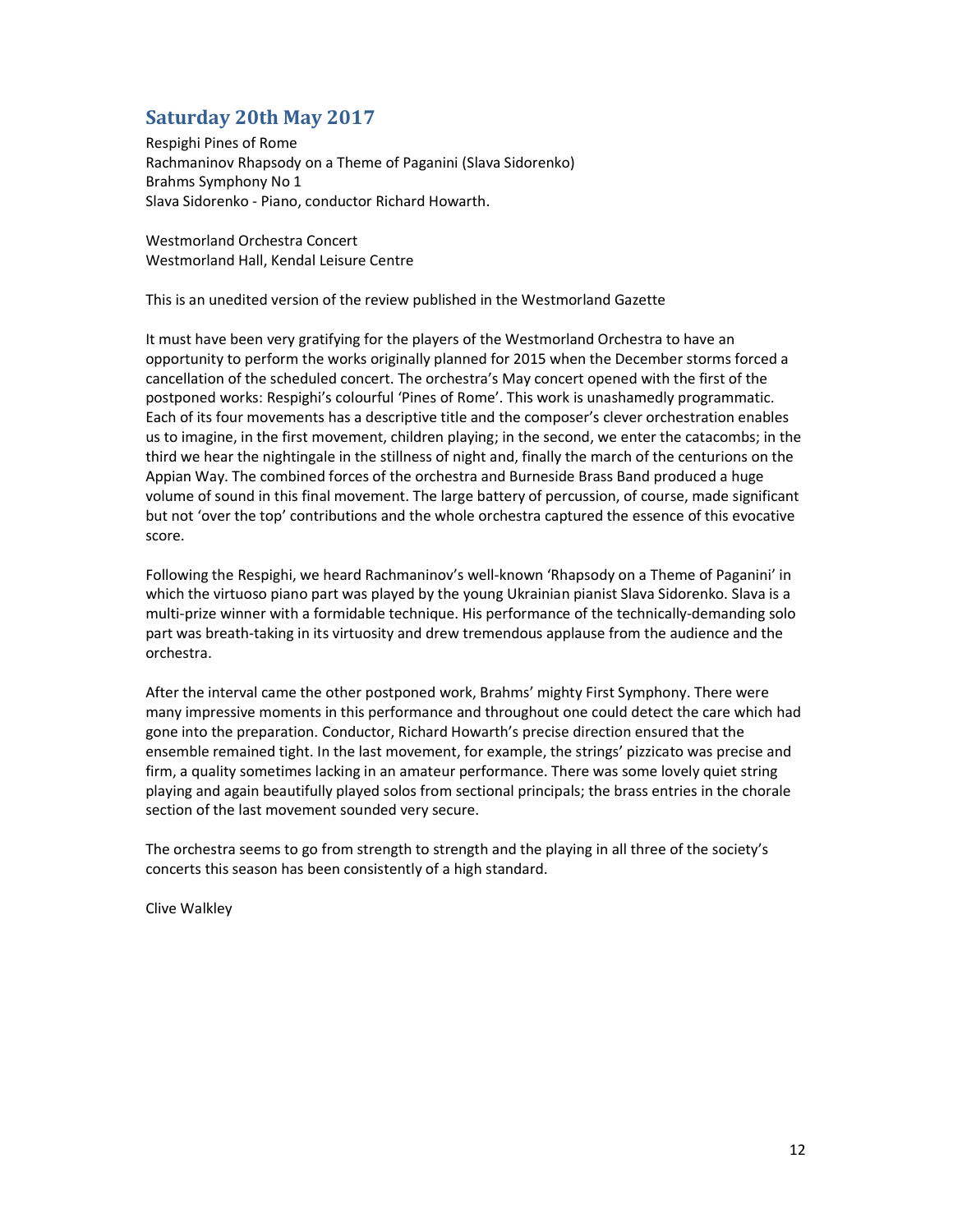## Saturday 20th May 2017

Respighi Pines of Rome
Rachmaninov Rhapsody on a Theme of Paganini (Slava Sidorenko)
Brahms Symphony No 1
Slava Sidorenko - Piano, conductor Richard Howarth.

Westmorland Orchestra Concert
Westmorland Hall, Kendal Leisure Centre

This is an unedited version of the review published in the Westmorland Gazette

It must have been very gratifying for the players of the Westmorland Orchestra to have an opportunity to perform the works originally planned for 2015 when the December storms forced a cancellation of the scheduled concert. The orchestra's May concert opened with the first of the postponed works: Respighi's colourful 'Pines of Rome'. This work is unashamedly programmatic. Each of its four movements has a descriptive title and the composer's clever orchestration enables us to imagine, in the first movement, children playing; in the second, we enter the catacombs; in the third we hear the nightingale in the stillness of night and, finally the march of the centurions on the Appian Way. The combined forces of the orchestra and Burneside Brass Band produced a huge volume of sound in this final movement. The large battery of percussion, of course, made significant but not 'over the top' contributions and the whole orchestra captured the essence of this evocative score.

Following the Respighi, we heard Rachmaninov's well-known 'Rhapsody on a Theme of Paganini' in which the virtuoso piano part was played by the young Ukrainian pianist Slava Sidorenko. Slava is a multi-prize winner with a formidable technique. His performance of the technically-demanding solo part was breath-taking in its virtuosity and drew tremendous applause from the audience and the orchestra.

After the interval came the other postponed work, Brahms' mighty First Symphony. There were many impressive moments in this performance and throughout one could detect the care which had gone into the preparation. Conductor, Richard Howarth's precise direction ensured that the ensemble remained tight. In the last movement, for example, the strings' pizzicato was precise and firm, a quality sometimes lacking in an amateur performance. There was some lovely quiet string playing and again beautifully played solos from sectional principals; the brass entries in the chorale section of the last movement sounded very secure.

The orchestra seems to go from strength to strength and the playing in all three of the society's concerts this season has been consistently of a high standard.

Clive Walkley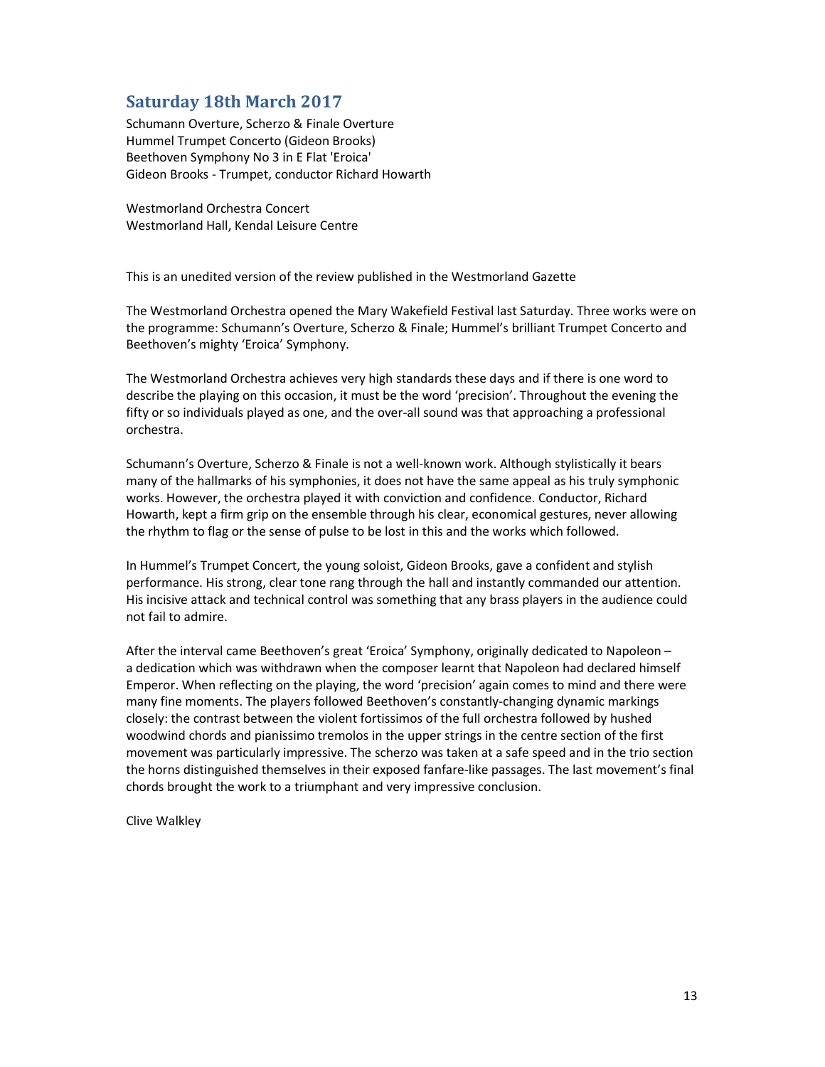## Saturday 18th March 2017

Schumann Overture, Scherzo & Finale Overture
Hummel Trumpet Concerto (Gideon Brooks)
Beethoven Symphony No 3 in E Flat 'Eroica'
Gideon Brooks - Trumpet, conductor Richard Howarth

Westmorland Orchestra Concert
Westmorland Hall, Kendal Leisure Centre

This is an unedited version of the review published in the Westmorland Gazette

The Westmorland Orchestra opened the Mary Wakefield Festival last Saturday. Three works were on the programme: Schumann's Overture, Scherzo & Finale; Hummel's brilliant Trumpet Concerto and Beethoven's mighty 'Eroica' Symphony.

The Westmorland Orchestra achieves very high standards these days and if there is one word to describe the playing on this occasion, it must be the word 'precision'. Throughout the evening the fifty or so individuals played as one, and the over-all sound was that approaching a professional orchestra.

Schumann's Overture, Scherzo & Finale is not a well-known work. Although stylistically it bears many of the hallmarks of his symphonies, it does not have the same appeal as his truly symphonic works. However, the orchestra played it with conviction and confidence. Conductor, Richard Howarth, kept a firm grip on the ensemble through his clear, economical gestures, never allowing the rhythm to flag or the sense of pulse to be lost in this and the works which followed.

In Hummel's Trumpet Concert, the young soloist, Gideon Brooks, gave a confident and stylish performance. His strong, clear tone rang through the hall and instantly commanded our attention. His incisive attack and technical control was something that any brass players in the audience could not fail to admire.

After the interval came Beethoven's great 'Eroica' Symphony, originally dedicated to Napoleon – a dedication which was withdrawn when the composer learnt that Napoleon had declared himself Emperor. When reflecting on the playing, the word 'precision' again comes to mind and there were many fine moments. The players followed Beethoven's constantly-changing dynamic markings closely: the contrast between the violent fortissimos of the full orchestra followed by hushed woodwind chords and pianissimo tremolos in the upper strings in the centre section of the first movement was particularly impressive. The scherzo was taken at a safe speed and in the trio section the horns distinguished themselves in their exposed fanfare-like passages. The last movement's final chords brought the work to a triumphant and very impressive conclusion.

Clive Walkley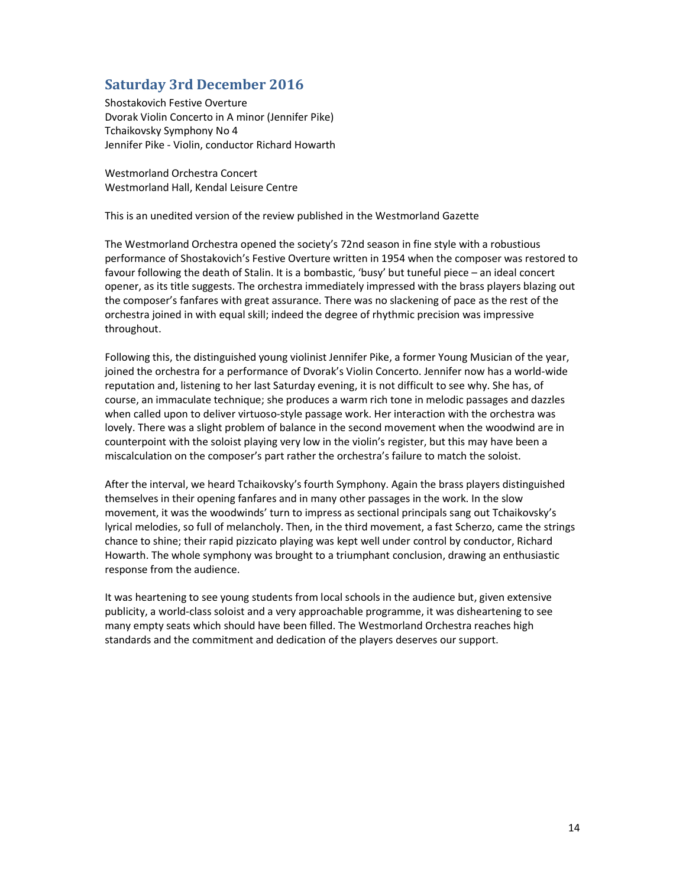## Saturday 3rd December 2016

Shostakovich Festive Overture
Dvorak Violin Concerto in A minor (Jennifer Pike)
Tchaikovsky Symphony No 4
Jennifer Pike - Violin, conductor Richard Howarth

Westmorland Orchestra Concert
Westmorland Hall, Kendal Leisure Centre

This is an unedited version of the review published in the Westmorland Gazette

The Westmorland Orchestra opened the society's 72nd season in fine style with a robustious performance of Shostakovich's Festive Overture written in 1954 when the composer was restored to favour following the death of Stalin. It is a bombastic, 'busy' but tuneful piece – an ideal concert opener, as its title suggests. The orchestra immediately impressed with the brass players blazing out the composer's fanfares with great assurance. There was no slackening of pace as the rest of the orchestra joined in with equal skill; indeed the degree of rhythmic precision was impressive throughout.

Following this, the distinguished young violinist Jennifer Pike, a former Young Musician of the year, joined the orchestra for a performance of Dvorak's Violin Concerto. Jennifer now has a world-wide reputation and, listening to her last Saturday evening, it is not difficult to see why. She has, of course, an immaculate technique; she produces a warm rich tone in melodic passages and dazzles when called upon to deliver virtuoso-style passage work. Her interaction with the orchestra was lovely. There was a slight problem of balance in the second movement when the woodwind are in counterpoint with the soloist playing very low in the violin's register, but this may have been a miscalculation on the composer's part rather the orchestra's failure to match the soloist.

After the interval, we heard Tchaikovsky's fourth Symphony. Again the brass players distinguished themselves in their opening fanfares and in many other passages in the work. In the slow movement, it was the woodwinds' turn to impress as sectional principals sang out Tchaikovsky's lyrical melodies, so full of melancholy. Then, in the third movement, a fast Scherzo, came the strings chance to shine; their rapid pizzicato playing was kept well under control by conductor, Richard Howarth. The whole symphony was brought to a triumphant conclusion, drawing an enthusiastic response from the audience.

It was heartening to see young students from local schools in the audience but, given extensive publicity, a world-class soloist and a very approachable programme, it was disheartening to see many empty seats which should have been filled. The Westmorland Orchestra reaches high standards and the commitment and dedication of the players deserves our support.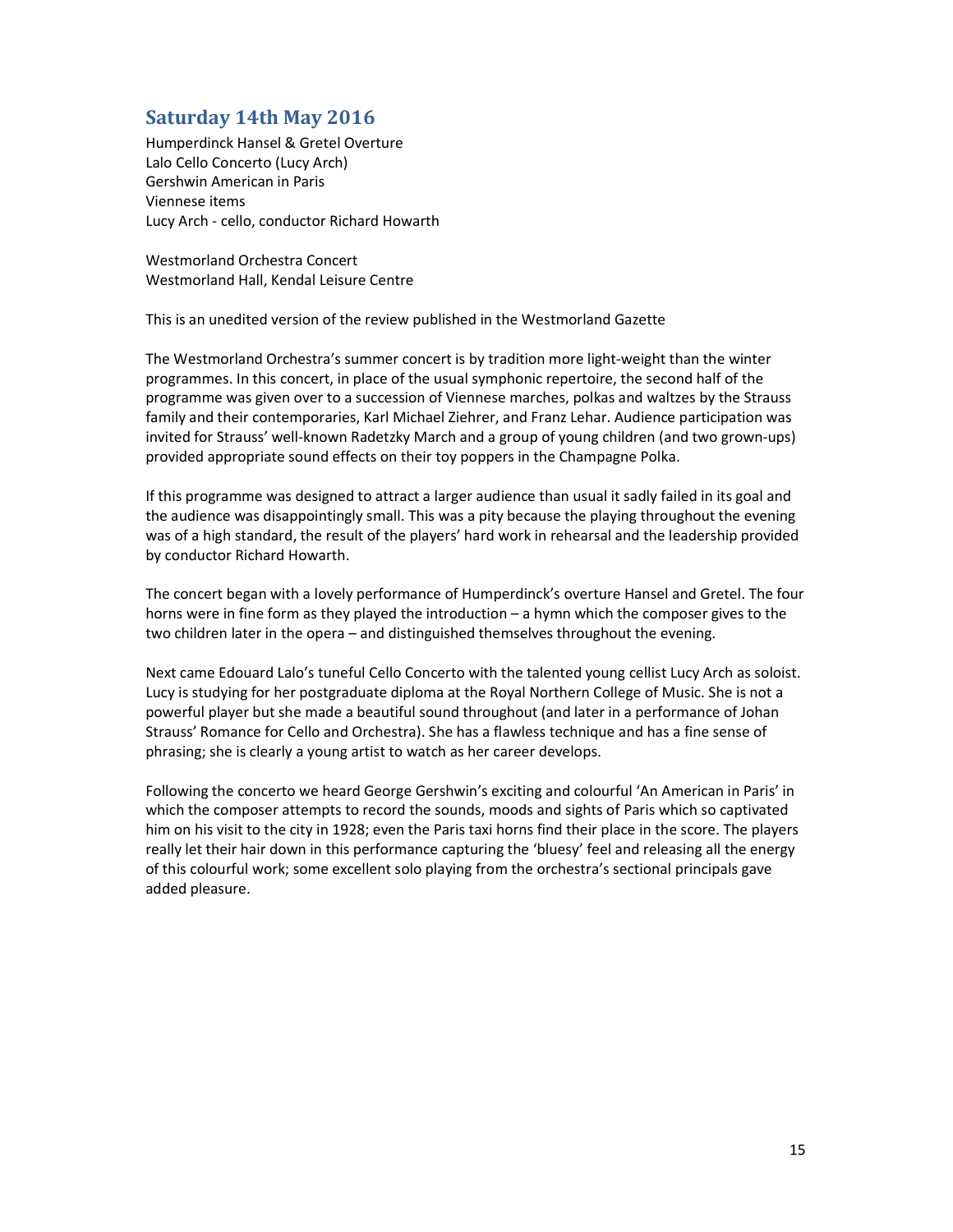## Saturday 14th May 2016

Humperdinck Hansel & Gretel Overture
Lalo Cello Concerto (Lucy Arch)
Gershwin American in Paris
Viennese items
Lucy Arch - cello, conductor Richard Howarth

Westmorland Orchestra Concert
Westmorland Hall, Kendal Leisure Centre

This is an unedited version of the review published in the Westmorland Gazette

The Westmorland Orchestra's summer concert is by tradition more light-weight than the winter programmes. In this concert, in place of the usual symphonic repertoire, the second half of the programme was given over to a succession of Viennese marches, polkas and waltzes by the Strauss family and their contemporaries, Karl Michael Ziehrer, and Franz Lehar. Audience participation was invited for Strauss' well-known Radetzky March and a group of young children (and two grown-ups) provided appropriate sound effects on their toy poppers in the Champagne Polka.

If this programme was designed to attract a larger audience than usual it sadly failed in its goal and the audience was disappointingly small. This was a pity because the playing throughout the evening was of a high standard, the result of the players' hard work in rehearsal and the leadership provided by conductor Richard Howarth.

The concert began with a lovely performance of Humperdinck's overture Hansel and Gretel. The four horns were in fine form as they played the introduction – a hymn which the composer gives to the two children later in the opera – and distinguished themselves throughout the evening.

Next came Edouard Lalo's tuneful Cello Concerto with the talented young cellist Lucy Arch as soloist. Lucy is studying for her postgraduate diploma at the Royal Northern College of Music. She is not a powerful player but she made a beautiful sound throughout (and later in a performance of Johan Strauss' Romance for Cello and Orchestra). She has a flawless technique and has a fine sense of phrasing; she is clearly a young artist to watch as her career develops.

Following the concerto we heard George Gershwin's exciting and colourful 'An American in Paris' in which the composer attempts to record the sounds, moods and sights of Paris which so captivated him on his visit to the city in 1928; even the Paris taxi horns find their place in the score. The players really let their hair down in this performance capturing the 'bluesy' feel and releasing all the energy of this colourful work; some excellent solo playing from the orchestra's sectional principals gave added pleasure.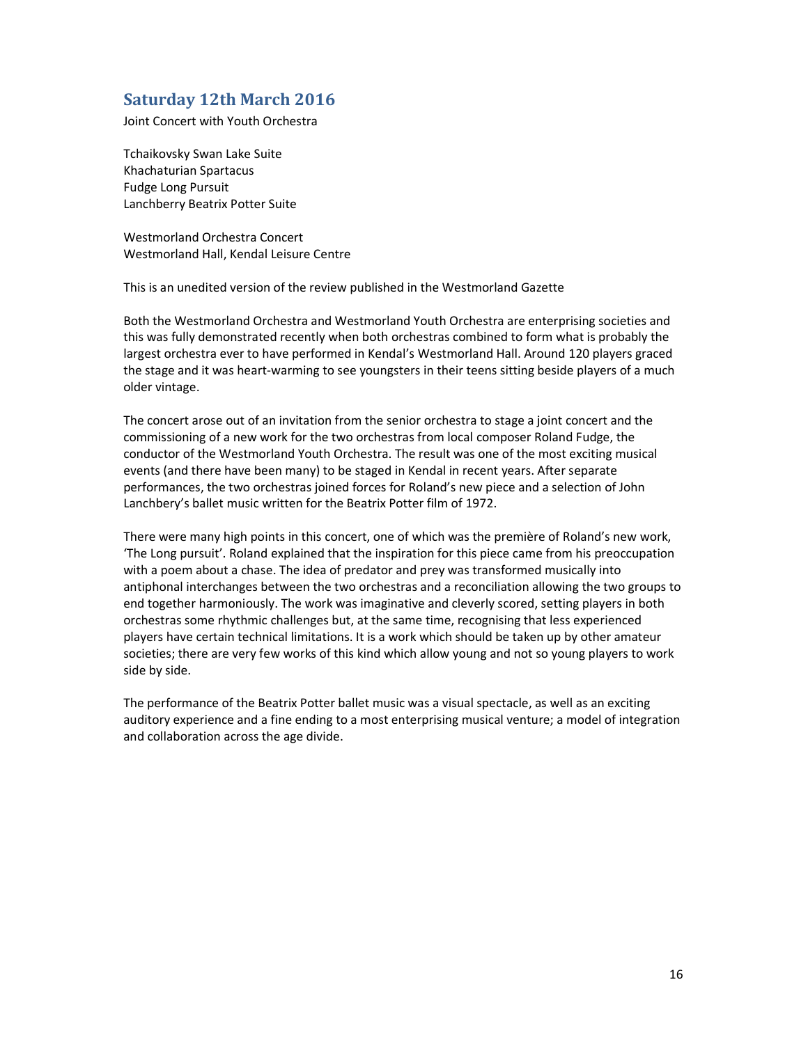## Saturday 12th March 2016

Joint Concert with Youth Orchestra

Tchaikovsky Swan Lake Suite
Khachaturian Spartacus
Fudge Long Pursuit
Lanchberry Beatrix Potter Suite

Westmorland Orchestra Concert
Westmorland Hall, Kendal Leisure Centre

This is an unedited version of the review published in the Westmorland Gazette

Both the Westmorland Orchestra and Westmorland Youth Orchestra are enterprising societies and this was fully demonstrated recently when both orchestras combined to form what is probably the largest orchestra ever to have performed in Kendal's Westmorland Hall. Around 120 players graced the stage and it was heart-warming to see youngsters in their teens sitting beside players of a much older vintage.

The concert arose out of an invitation from the senior orchestra to stage a joint concert and the commissioning of a new work for the two orchestras from local composer Roland Fudge, the conductor of the Westmorland Youth Orchestra. The result was one of the most exciting musical events (and there have been many) to be staged in Kendal in recent years. After separate performances, the two orchestras joined forces for Roland's new piece and a selection of John Lanchbery's ballet music written for the Beatrix Potter film of 1972.

There were many high points in this concert, one of which was the première of Roland's new work, 'The Long pursuit'. Roland explained that the inspiration for this piece came from his preoccupation with a poem about a chase. The idea of predator and prey was transformed musically into antiphonal interchanges between the two orchestras and a reconciliation allowing the two groups to end together harmoniously. The work was imaginative and cleverly scored, setting players in both orchestras some rhythmic challenges but, at the same time, recognising that less experienced players have certain technical limitations. It is a work which should be taken up by other amateur societies; there are very few works of this kind which allow young and not so young players to work side by side.

The performance of the Beatrix Potter ballet music was a visual spectacle, as well as an exciting auditory experience and a fine ending to a most enterprising musical venture; a model of integration and collaboration across the age divide.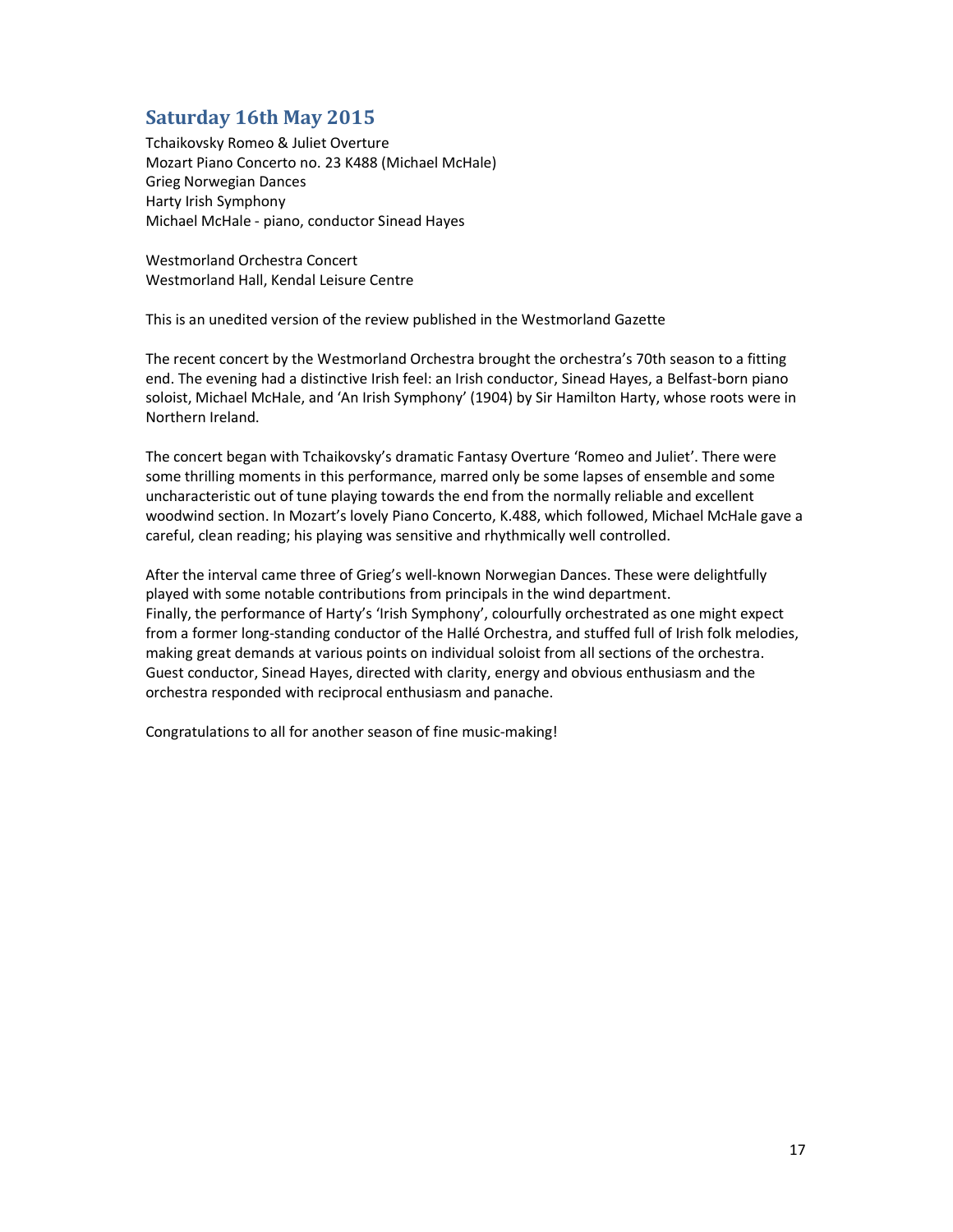## Saturday 16th May 2015

Tchaikovsky Romeo & Juliet Overture
Mozart Piano Concerto no. 23 K488 (Michael McHale)
Grieg Norwegian Dances
Harty Irish Symphony
Michael McHale - piano, conductor Sinead Hayes

Westmorland Orchestra Concert
Westmorland Hall, Kendal Leisure Centre

This is an unedited version of the review published in the Westmorland Gazette

The recent concert by the Westmorland Orchestra brought the orchestra's 70th season to a fitting end. The evening had a distinctive Irish feel: an Irish conductor, Sinead Hayes, a Belfast-born piano soloist, Michael McHale, and 'An Irish Symphony' (1904) by Sir Hamilton Harty, whose roots were in Northern Ireland.

The concert began with Tchaikovsky's dramatic Fantasy Overture 'Romeo and Juliet'. There were some thrilling moments in this performance, marred only be some lapses of ensemble and some uncharacteristic out of tune playing towards the end from the normally reliable and excellent woodwind section. In Mozart's lovely Piano Concerto, K.488, which followed, Michael McHale gave a careful, clean reading; his playing was sensitive and rhythmically well controlled.

After the interval came three of Grieg's well-known Norwegian Dances. These were delightfully played with some notable contributions from principals in the wind department.
Finally, the performance of Harty's 'Irish Symphony', colourfully orchestrated as one might expect from a former long-standing conductor of the Hallé Orchestra, and stuffed full of Irish folk melodies, making great demands at various points on individual soloist from all sections of the orchestra. Guest conductor, Sinead Hayes, directed with clarity, energy and obvious enthusiasm and the orchestra responded with reciprocal enthusiasm and panache.

Congratulations to all for another season of fine music-making!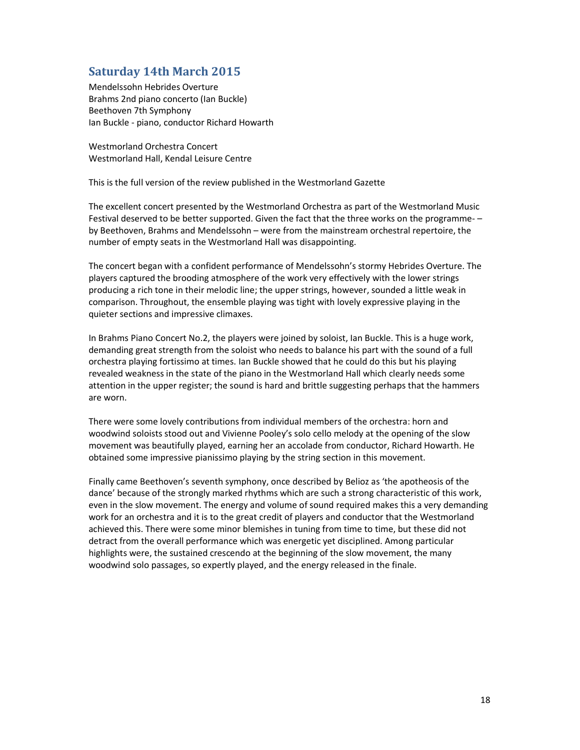## Saturday 14th March 2015

Mendelssohn Hebrides Overture
Brahms 2nd piano concerto (Ian Buckle)
Beethoven 7th Symphony
Ian Buckle - piano, conductor Richard Howarth

Westmorland Orchestra Concert
Westmorland Hall, Kendal Leisure Centre

This is the full version of the review published in the Westmorland Gazette

The excellent concert presented by the Westmorland Orchestra as part of the Westmorland Music Festival deserved to be better supported. Given the fact that the three works on the programme- – by Beethoven, Brahms and Mendelssohn – were from the mainstream orchestral repertoire, the number of empty seats in the Westmorland Hall was disappointing.

The concert began with a confident performance of Mendelssohn's stormy Hebrides Overture. The players captured the brooding atmosphere of the work very effectively with the lower strings producing a rich tone in their melodic line; the upper strings, however, sounded a little weak in comparison. Throughout, the ensemble playing was tight with lovely expressive playing in the quieter sections and impressive climaxes.

In Brahms Piano Concert No.2, the players were joined by soloist, Ian Buckle. This is a huge work, demanding great strength from the soloist who needs to balance his part with the sound of a full orchestra playing fortissimo at times. Ian Buckle showed that he could do this but his playing revealed weakness in the state of the piano in the Westmorland Hall which clearly needs some attention in the upper register; the sound is hard and brittle suggesting perhaps that the hammers are worn.

There were some lovely contributions from individual members of the orchestra: horn and woodwind soloists stood out and Vivienne Pooley's solo cello melody at the opening of the slow movement was beautifully played, earning her an accolade from conductor, Richard Howarth. He obtained some impressive pianissimo playing by the string section in this movement.

Finally came Beethoven's seventh symphony, once described by Belioz as 'the apotheosis of the dance' because of the strongly marked rhythms which are such a strong characteristic of this work, even in the slow movement. The energy and volume of sound required makes this a very demanding work for an orchestra and it is to the great credit of players and conductor that the Westmorland achieved this. There were some minor blemishes in tuning from time to time, but these did not detract from the overall performance which was energetic yet disciplined. Among particular highlights were, the sustained crescendo at the beginning of the slow movement, the many woodwind solo passages, so expertly played, and the energy released in the finale.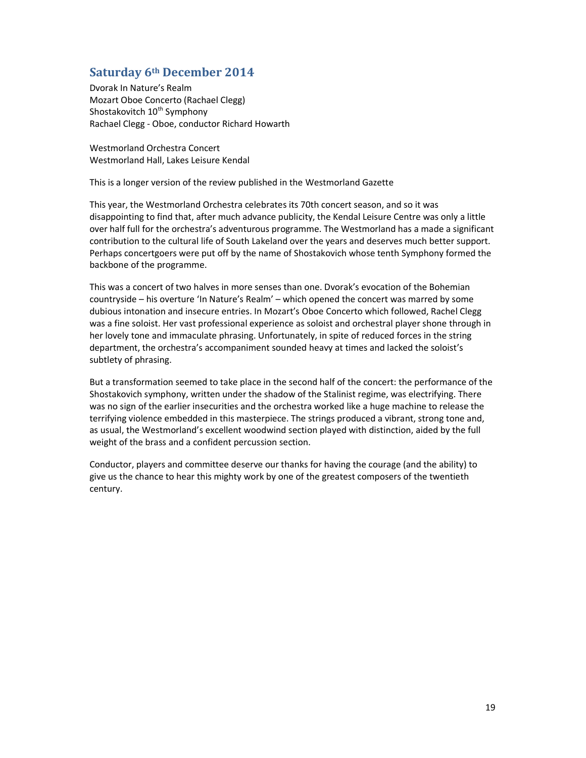## Saturday 6th December 2014

Dvorak In Nature's Realm
Mozart Oboe Concerto (Rachael Clegg)
Shostakovitch 10th Symphony
Rachael Clegg - Oboe, conductor Richard Howarth

Westmorland Orchestra Concert
Westmorland Hall, Lakes Leisure Kendal

This is a longer version of the review published in the Westmorland Gazette

This year, the Westmorland Orchestra celebrates its 70th concert season, and so it was disappointing to find that, after much advance publicity, the Kendal Leisure Centre was only a little over half full for the orchestra's adventurous programme. The Westmorland has a made a significant contribution to the cultural life of South Lakeland over the years and deserves much better support. Perhaps concertgoers were put off by the name of Shostakovich whose tenth Symphony formed the backbone of the programme.

This was a concert of two halves in more senses than one. Dvorak's evocation of the Bohemian countryside – his overture 'In Nature's Realm' – which opened the concert was marred by some dubious intonation and insecure entries. In Mozart's Oboe Concerto which followed, Rachael Clegg was a fine soloist. Her vast professional experience as soloist and orchestral player shone through in her lovely tone and immaculate phrasing. Unfortunately, in spite of reduced forces in the string department, the orchestra's accompaniment sounded heavy at times and lacked the soloist's subtlety of phrasing.

But a transformation seemed to take place in the second half of the concert: the performance of the Shostakovich symphony, written under the shadow of the Stalinist regime, was electrifying. There was no sign of the earlier insecurities and the orchestra worked like a huge machine to release the terrifying violence embedded in this masterpiece. The strings produced a vibrant, strong tone and, as usual, the Westmorland's excellent woodwind section played with distinction, aided by the full weight of the brass and a confident percussion section.

Conductor, players and committee deserve our thanks for having the courage (and the ability) to give us the chance to hear this mighty work by one of the greatest composers of the twentieth century.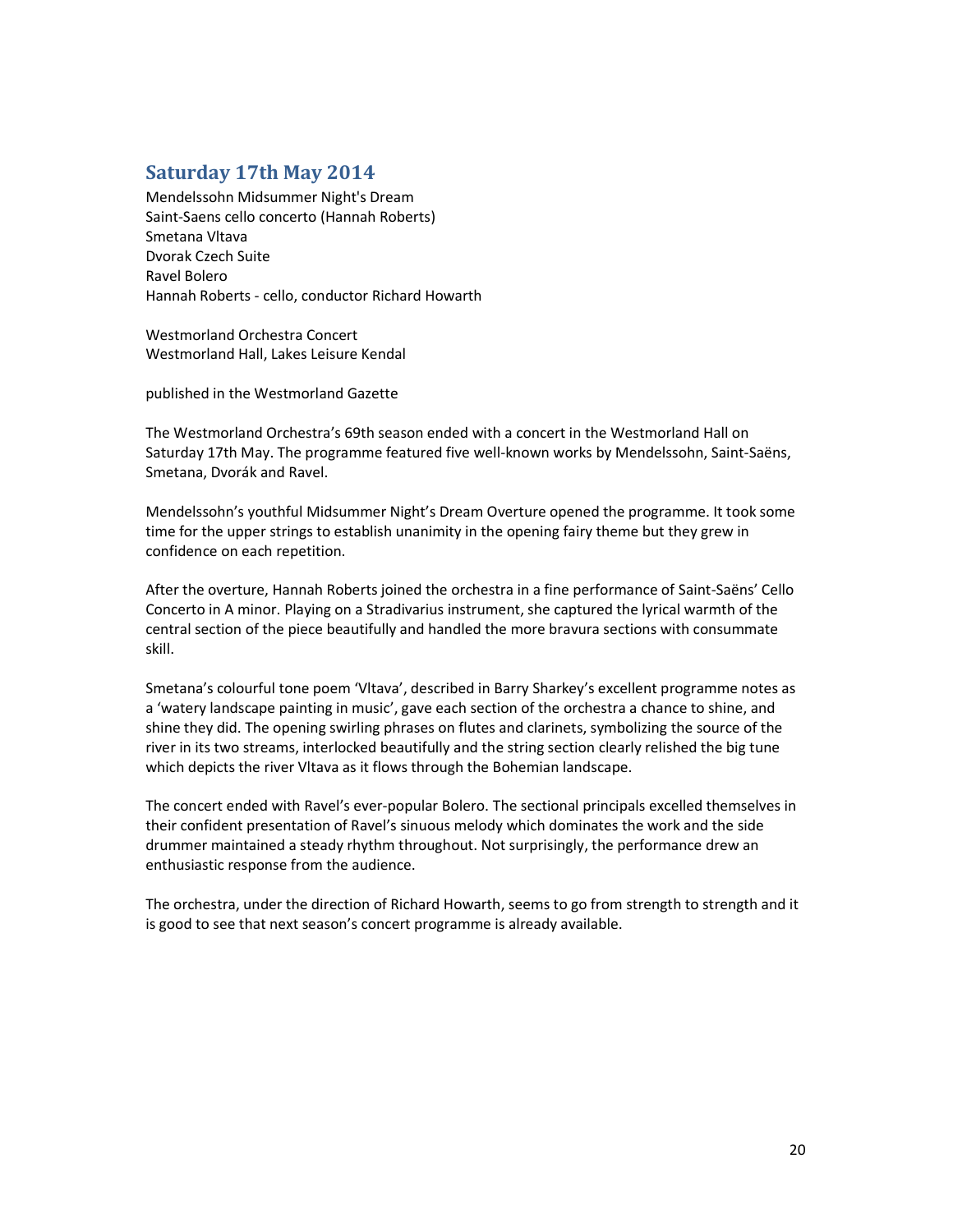## Saturday 17th May 2014

Mendelssohn Midsummer Night's Dream
Saint-Saens cello concerto (Hannah Roberts)
Smetana Vltava
Dvorak Czech Suite
Ravel Bolero
Hannah Roberts - cello, conductor Richard Howarth

Westmorland Orchestra Concert
Westmorland Hall, Lakes Leisure Kendal

published in the Westmorland Gazette

The Westmorland Orchestra's 69th season ended with a concert in the Westmorland Hall on Saturday 17th May. The programme featured five well-known works by Mendelssohn, Saint-Saëns, Smetana, Dvorák and Ravel.

Mendelssohn's youthful Midsummer Night's Dream Overture opened the programme. It took some time for the upper strings to establish unanimity in the opening fairy theme but they grew in confidence on each repetition.

After the overture, Hannah Roberts joined the orchestra in a fine performance of Saint-Saëns' Cello Concerto in A minor. Playing on a Stradivarius instrument, she captured the lyrical warmth of the central section of the piece beautifully and handled the more bravura sections with consummate skill.

Smetana's colourful tone poem 'Vltava', described in Barry Sharkey's excellent programme notes as a 'watery landscape painting in music', gave each section of the orchestra a chance to shine, and shine they did. The opening swirling phrases on flutes and clarinets, symbolizing the source of the river in its two streams, interlocked beautifully and the string section clearly relished the big tune which depicts the river Vltava as it flows through the Bohemian landscape.

The concert ended with Ravel's ever-popular Bolero. The sectional principals excelled themselves in their confident presentation of Ravel's sinuous melody which dominates the work and the side drummer maintained a steady rhythm throughout. Not surprisingly, the performance drew an enthusiastic response from the audience.

The orchestra, under the direction of Richard Howarth, seems to go from strength to strength and it is good to see that next season's concert programme is already available.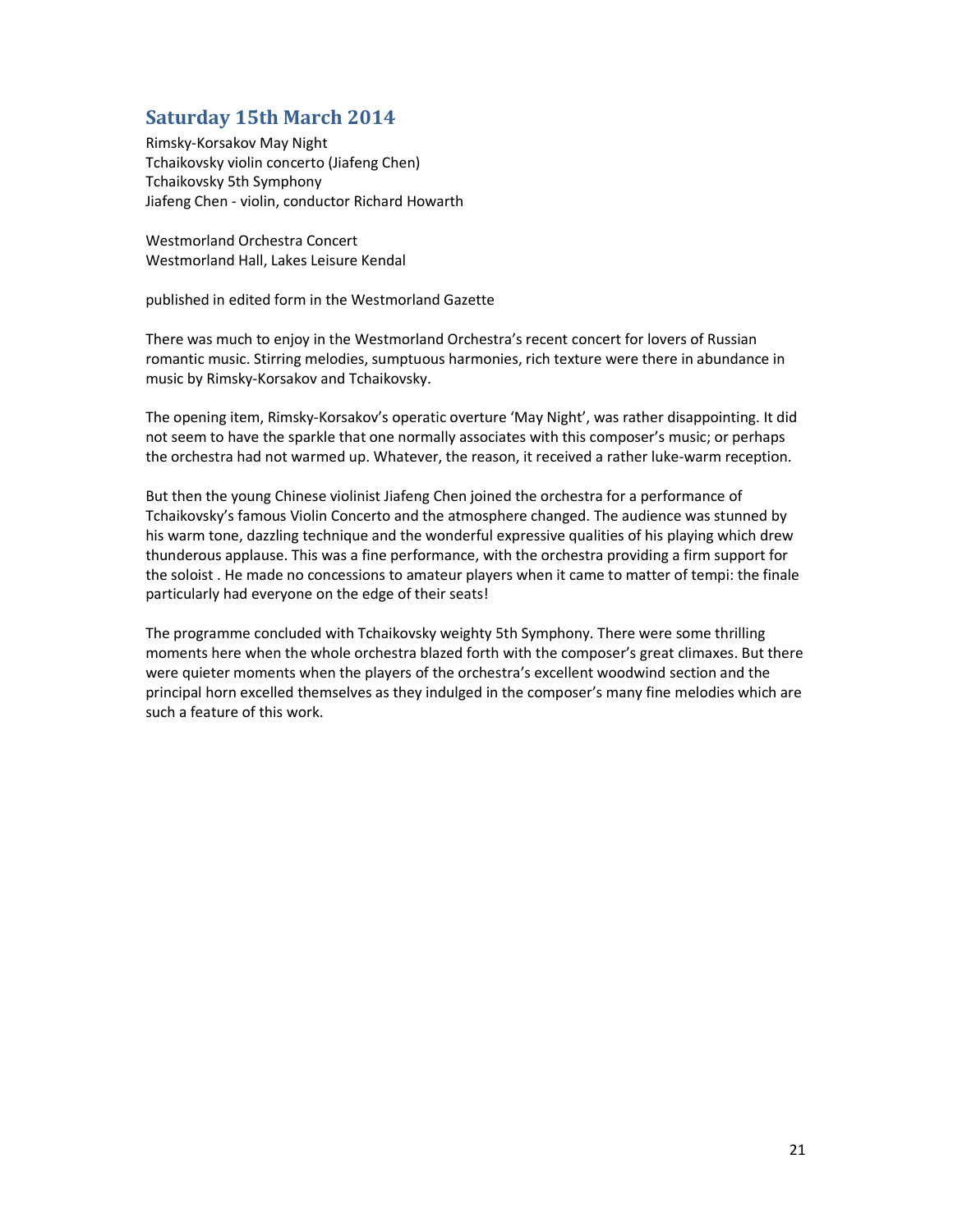## Saturday 15th March 2014

Rimsky-Korsakov May Night
Tchaikovsky violin concerto (Jiafeng Chen)
Tchaikovsky 5th Symphony
Jiafeng Chen - violin, conductor Richard Howarth

Westmorland Orchestra Concert
Westmorland Hall, Lakes Leisure Kendal

published in edited form in the Westmorland Gazette

There was much to enjoy in the Westmorland Orchestra's recent concert for lovers of Russian romantic music. Stirring melodies, sumptuous harmonies, rich texture were there in abundance in music by Rimsky-Korsakov and Tchaikovsky.

The opening item, Rimsky-Korsakov's operatic overture 'May Night', was rather disappointing. It did not seem to have the sparkle that one normally associates with this composer's music; or perhaps the orchestra had not warmed up. Whatever, the reason, it received a rather luke-warm reception.

But then the young Chinese violinist Jiafeng Chen joined the orchestra for a performance of Tchaikovsky's famous Violin Concerto and the atmosphere changed. The audience was stunned by his warm tone, dazzling technique and the wonderful expressive qualities of his playing which drew thunderous applause. This was a fine performance, with the orchestra providing a firm support for the soloist . He made no concessions to amateur players when it came to matter of tempi: the finale particularly had everyone on the edge of their seats!

The programme concluded with Tchaikovsky weighty 5th Symphony. There were some thrilling moments here when the whole orchestra blazed forth with the composer's great climaxes. But there were quieter moments when the players of the orchestra's excellent woodwind section and the principal horn excelled themselves as they indulged in the composer's many fine melodies which are such a feature of this work.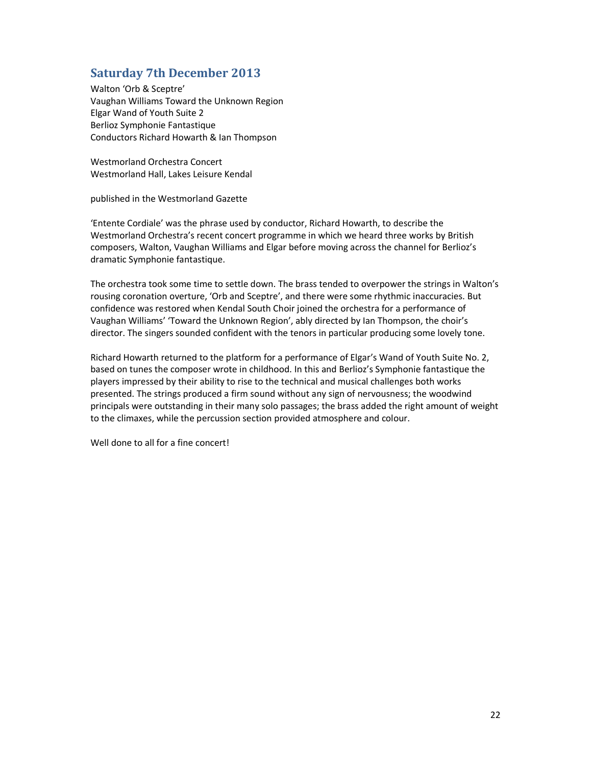## Saturday 7th December 2013

Walton 'Orb & Sceptre'
Vaughan Williams Toward the Unknown Region
Elgar Wand of Youth Suite 2
Berlioz Symphonie Fantastique
Conductors Richard Howarth & Ian Thompson

Westmorland Orchestra Concert
Westmorland Hall, Lakes Leisure Kendal

published in the Westmorland Gazette

'Entente Cordiale' was the phrase used by conductor, Richard Howarth, to describe the Westmorland Orchestra's recent concert programme in which we heard three works by British composers, Walton, Vaughan Williams and Elgar before moving across the channel for Berlioz's dramatic Symphonie fantastique.

The orchestra took some time to settle down. The brass tended to overpower the strings in Walton's rousing coronation overture, 'Orb and Sceptre', and there were some rhythmic inaccuracies. But confidence was restored when Kendal South Choir joined the orchestra for a performance of Vaughan Williams' 'Toward the Unknown Region', ably directed by Ian Thompson, the choir's director. The singers sounded confident with the tenors in particular producing some lovely tone.

Richard Howarth returned to the platform for a performance of Elgar's Wand of Youth Suite No. 2, based on tunes the composer wrote in childhood. In this and Berlioz's Symphonie fantastique the players impressed by their ability to rise to the technical and musical challenges both works presented. The strings produced a firm sound without any sign of nervousness; the woodwind principals were outstanding in their many solo passages; the brass added the right amount of weight to the climaxes, while the percussion section provided atmosphere and colour.

Well done to all for a fine concert!